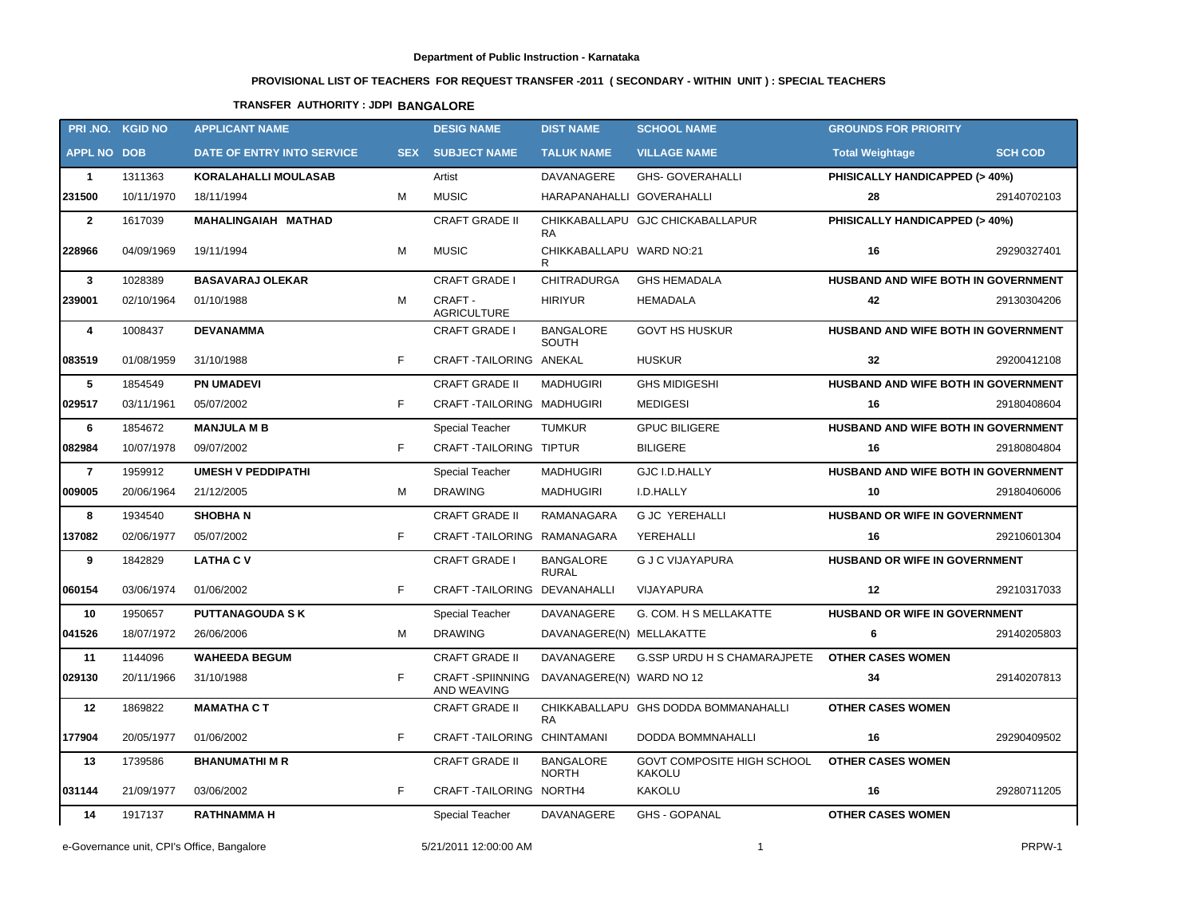**Department of Public Instruction - Karnataka**

**PROVISIONAL LIST OF TEACHERS FOR REQUEST TRANSFER -2011 ( SECONDARY - WITHIN UNIT ) : SPECIAL TEACHERS**

**TRANSFER AUTHORITY : JDPI BANGALORE**

| PRI .NO. | KGID NO | APPLICANT NAME | | DESIG NAME | DIST NAME | SCHOOL NAME | GROUNDS FOR PRIORITY | |
|---|---|---|---|---|---|---|---|---|
| **APPL NO** | **DOB** | **DATE OF ENTRY INTO SERVICE** | **SEX** | **SUBJECT NAME** | **TALUK NAME** | **VILLAGE NAME** | **Total Weightage** | **SCH COD** |
| 1 | 1311363 | KORALAHALLI MOULASAB | | Artist | DAVANAGERE | GHS- GOVERAHALLI | PHISICALLY HANDICAPPED (> 40%) | |
| 231500 | 10/11/1970 | 18/11/1994 | M | MUSIC | HARAPANAHALLI | GOVERAHALLI | 28 | 29140702103 |
| 2 | 1617039 | MAHALINGAIAH MATHAD | | CRAFT GRADE II | CHIKKABALLAPURA | GJC CHICKABALLAPUR | PHISICALLY HANDICAPPED (> 40%) | |
| 228966 | 04/09/1969 | 19/11/1994 | M | MUSIC | CHIKKABALLAPUR | WARD NO:21 | 16 | 29290327401 |
| 3 | 1028389 | BASAVARAJ OLEKAR | | CRAFT GRADE I | CHITRADURGA | GHS HEMADALA | HUSBAND AND WIFE BOTH IN GOVERNMENT | |
| 239001 | 02/10/1964 | 01/10/1988 | M | CRAFT - AGRICULTURE | HIRIYUR | HEMADALA | 42 | 29130304206 |
| 4 | 1008437 | DEVANAMMA | | CRAFT GRADE I | BANGALORE SOUTH | GOVT HS HUSKUR | HUSBAND AND WIFE BOTH IN GOVERNMENT | |
| 083519 | 01/08/1959 | 31/10/1988 | F | CRAFT -TAILORING | ANEKAL | HUSKUR | 32 | 29200412108 |
| 5 | 1854549 | PN UMADEVI | | CRAFT GRADE II | MADHUGIRI | GHS MIDIGESHI | HUSBAND AND WIFE BOTH IN GOVERNMENT | |
| 029517 | 03/11/1961 | 05/07/2002 | F | CRAFT -TAILORING | MADHUGIRI | MEDIGESI | 16 | 29180408604 |
| 6 | 1854672 | MANJULA M B | | Special Teacher | TUMKUR | GPUC BILIGERE | HUSBAND AND WIFE BOTH IN GOVERNMENT | |
| 082984 | 10/07/1978 | 09/07/2002 | F | CRAFT -TAILORING | TIPTUR | BILIGERE | 16 | 29180804804 |
| 7 | 1959912 | UMESH V PEDDIPATHI | | Special Teacher | MADHUGIRI | GJC I.D.HALLY | HUSBAND AND WIFE BOTH IN GOVERNMENT | |
| 009005 | 20/06/1964 | 21/12/2005 | M | DRAWING | MADHUGIRI | I.D.HALLY | 10 | 29180406006 |
| 8 | 1934540 | SHOBHA N | | CRAFT GRADE II | RAMANAGARA | G JC YEREHALLI | HUSBAND OR WIFE IN GOVERNMENT | |
| 137082 | 02/06/1977 | 05/07/2002 | F | CRAFT -TAILORING | RAMANAGARA | YEREHALLI | 16 | 29210601304 |
| 9 | 1842829 | LATHA C V | | CRAFT GRADE I | BANGALORE RURAL | G J C VIJAYAPURA | HUSBAND OR WIFE IN GOVERNMENT | |
| 060154 | 03/06/1974 | 01/06/2002 | F | CRAFT -TAILORING | DEVANAHALLI | VIJAYAPURA | 12 | 29210317033 |
| 10 | 1950657 | PUTTANAGOUDA S K | | Special Teacher | DAVANAGERE | G. COM. H S MELLAKATTE | HUSBAND OR WIFE IN GOVERNMENT | |
| 041526 | 18/07/1972 | 26/06/2006 | M | DRAWING | DAVANAGERE(N) | MELLAKATTE | 6 | 29140205803 |
| 11 | 1144096 | WAHEEDA BEGUM | | CRAFT GRADE II | DAVANAGERE | G.SSP URDU H S CHAMARAJPETE | OTHER CASES WOMEN | |
| 029130 | 20/11/1966 | 31/10/1988 | F | CRAFT -SPIINNING AND WEAVING | DAVANAGERE(N) | WARD NO 12 | 34 | 29140207813 |
| 12 | 1869822 | MAMATHA C T | | CRAFT GRADE II | CHIKKABALLAPURA | GHS DODDA BOMMANAHALLI | OTHER CASES WOMEN | |
| 177904 | 20/05/1977 | 01/06/2002 | F | CRAFT -TAILORING | CHINTAMANI | DODDA BOMMNAHALLI | 16 | 29290409502 |
| 13 | 1739586 | BHANUMATHI M R | | CRAFT GRADE II | BANGALORE NORTH | GOVT COMPOSITE HIGH SCHOOL KAKOLU | OTHER CASES WOMEN | |
| 031144 | 21/09/1977 | 03/06/2002 | F | CRAFT -TAILORING | NORTH4 | KAKOLU | 16 | 29280711205 |
| 14 | 1917137 | RATHNAMMA H | | Special Teacher | DAVANAGERE | GHS - GOPANAL | OTHER CASES WOMEN | |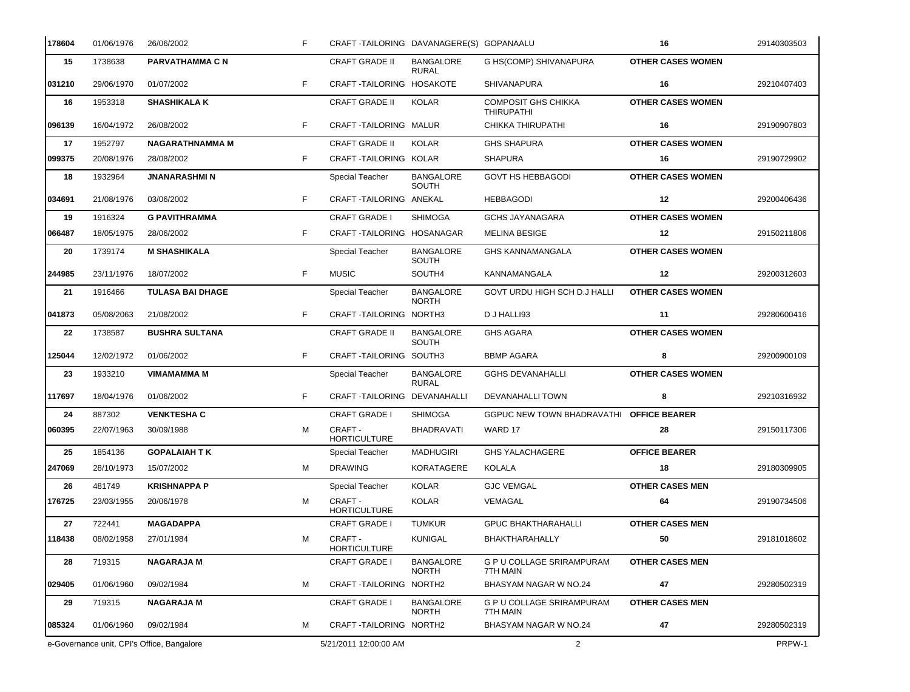| | | | | | | | | |
|---|---|---|---|---|---|---|---|---|
| 178604 | 01/06/1976 | 26/06/2002 | F | CRAFT -TAILORING | DAVANAGERE(S) | GOPANAALU | 16 | 29140303503 |
| 15 | 1738638 | PARVATHAMMA C N | | CRAFT GRADE II | BANGALORE RURAL | G HS(COMP) SHIVANAPURA | OTHER CASES WOMEN | |
| 031210 | 29/06/1970 | 01/07/2002 | F | CRAFT -TAILORING | HOSAKOTE | SHIVANAPURA | 16 | 29210407403 |
| 16 | 1953318 | SHASHIKALA K | | CRAFT GRADE II | KOLAR | COMPOSIT GHS CHIKKA THIRUPATHI | OTHER CASES WOMEN | |
| 096139 | 16/04/1972 | 26/08/2002 | F | CRAFT -TAILORING | MALUR | CHIKKA THIRUPATHI | 16 | 29190907803 |
| 17 | 1952797 | NAGARATHNAMMA M | | CRAFT GRADE II | KOLAR | GHS SHAPURA | OTHER CASES WOMEN | |
| 099375 | 20/08/1976 | 28/08/2002 | F | CRAFT -TAILORING | KOLAR | SHAPURA | 16 | 29190729902 |
| 18 | 1932964 | JNANARASHMI N | | Special Teacher | BANGALORE SOUTH | GOVT HS HEBBAGODI | OTHER CASES WOMEN | |
| 034691 | 21/08/1976 | 03/06/2002 | F | CRAFT -TAILORING | ANEKAL | HEBBAGODI | 12 | 29200406436 |
| 19 | 1916324 | G PAVITHRAMMA | | CRAFT GRADE I | SHIMOGA | GCHS JAYANAGARA | OTHER CASES WOMEN | |
| 066487 | 18/05/1975 | 28/06/2002 | F | CRAFT -TAILORING | HOSANAGAR | MELINA BESIGE | 12 | 29150211806 |
| 20 | 1739174 | M SHASHIKALA | | Special Teacher | BANGALORE SOUTH | GHS KANNAMANGALA | OTHER CASES WOMEN | |
| 244985 | 23/11/1976 | 18/07/2002 | F | MUSIC | SOUTH4 | KANNAMANGALA | 12 | 29200312603 |
| 21 | 1916466 | TULASA BAI DHAGE | | Special Teacher | BANGALORE NORTH | GOVT URDU HIGH SCH D.J HALLI | OTHER CASES WOMEN | |
| 041873 | 05/08/2063 | 21/08/2002 | F | CRAFT -TAILORING | NORTH3 | D J HALLI93 | 11 | 29280600416 |
| 22 | 1738587 | BUSHRA SULTANA | | CRAFT GRADE II | BANGALORE SOUTH | GHS AGARA | OTHER CASES WOMEN | |
| 125044 | 12/02/1972 | 01/06/2002 | F | CRAFT -TAILORING | SOUTH3 | BBMP AGARA | 8 | 29200900109 |
| 23 | 1933210 | VIMAMAMMA M | | Special Teacher | BANGALORE RURAL | GGHS DEVANAHALLI | OTHER CASES WOMEN | |
| 117697 | 18/04/1976 | 01/06/2002 | F | CRAFT -TAILORING | DEVANAHALLI | DEVANAHALLI TOWN | 8 | 29210316932 |
| 24 | 887302 | VENKTESHA C | | CRAFT GRADE I | SHIMOGA | GGPUC NEW TOWN BHADRAVATHI | OFFICE BEARER | |
| 060395 | 22/07/1963 | 30/09/1988 | M | CRAFT - HORTICULTURE | BHADRAVATI | WARD 17 | 28 | 29150117306 |
| 25 | 1854136 | GOPALAIAH T K | | Special Teacher | MADHUGIRI | GHS YALACHAGERE | OFFICE BEARER | |
| 247069 | 28/10/1973 | 15/07/2002 | M | DRAWING | KORATAGERE | KOLALA | 18 | 29180309905 |
| 26 | 481749 | KRISHNAPPA P | | Special Teacher | KOLAR | GJC VEMGAL | OTHER CASES MEN | |
| 176725 | 23/03/1955 | 20/06/1978 | M | CRAFT - HORTICULTURE | KOLAR | VEMAGAL | 64 | 29190734506 |
| 27 | 722441 | MAGADAPPA | | CRAFT GRADE I | TUMKUR | GPUC BHAKTHARAHALLI | OTHER CASES MEN | |
| 118438 | 08/02/1958 | 27/01/1984 | M | CRAFT - HORTICULTURE | KUNIGAL | BHAKTHARAHALLY | 50 | 29181018602 |
| 28 | 719315 | NAGARAJA M | | CRAFT GRADE I | BANGALORE NORTH | G P U COLLAGE SRIRAMPURAM 7TH MAIN | OTHER CASES MEN | |
| 029405 | 01/06/1960 | 09/02/1984 | M | CRAFT -TAILORING | NORTH2 | BHASYAM NAGAR W NO.24 | 47 | 29280502319 |
| 29 | 719315 | NAGARAJA M | | CRAFT GRADE I | BANGALORE NORTH | G P U COLLAGE SRIRAMPURAM 7TH MAIN | OTHER CASES MEN | |
| 085324 | 01/06/1960 | 09/02/1984 | M | CRAFT -TAILORING | NORTH2 | BHASYAM NAGAR W NO.24 | 47 | 29280502319 |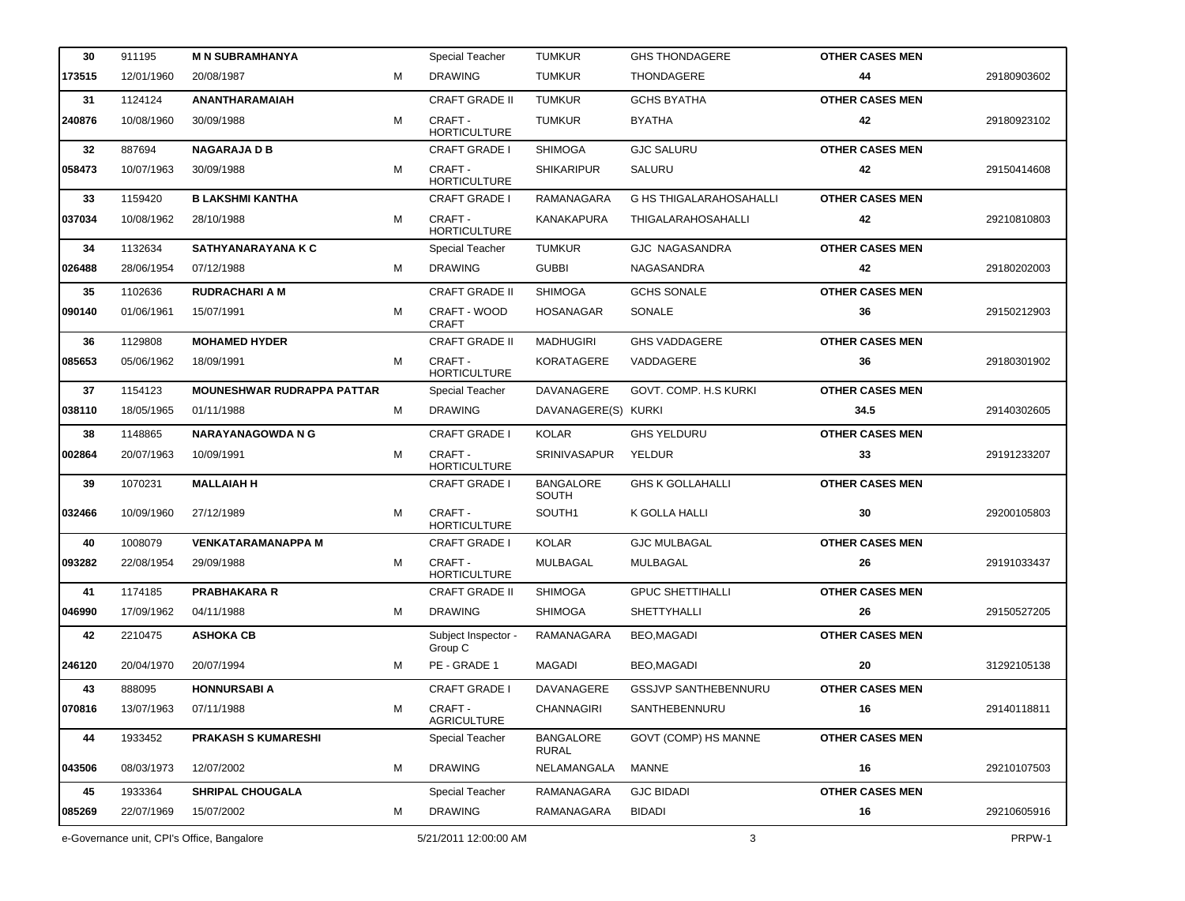| | | | | | | | | |
|---|---|---|---|---|---|---|---|---|
| 30 | 911195 | **M N SUBRAMHANYA** | | Special Teacher | TUMKUR | GHS THONDAGERE | **OTHER CASES MEN** | |
| 173515 | 12/01/1960 | 20/08/1987 | M | DRAWING | TUMKUR | THONDAGERE | **44** | 29180903602 |
| 31 | 1124124 | **ANANTHARAMAIAH** | | CRAFT GRADE II | TUMKUR | GCHS BYATHA | **OTHER CASES MEN** | |
| 240876 | 10/08/1960 | 30/09/1988 | M | CRAFT - HORTICULTURE | TUMKUR | BYATHA | **42** | 29180923102 |
| 32 | 887694 | **NAGARAJA D B** | | CRAFT GRADE I | SHIMOGA | GJC SALURU | **OTHER CASES MEN** | |
| 058473 | 10/07/1963 | 30/09/1988 | M | CRAFT - HORTICULTURE | SHIKARIPUR | SALURU | **42** | 29150414608 |
| 33 | 1159420 | **B LAKSHMI KANTHA** | | CRAFT GRADE I | RAMANAGARA | G HS THIGALARAHOSAHALLI | **OTHER CASES MEN** | |
| 037034 | 10/08/1962 | 28/10/1988 | M | CRAFT - HORTICULTURE | KANAKAPURA | THIGALARAHOSAHALLI | **42** | 29210810803 |
| 34 | 1132634 | **SATHYANARAYANA K C** | | Special Teacher | TUMKUR | GJC NAGASANDRA | **OTHER CASES MEN** | |
| 026488 | 28/06/1954 | 07/12/1988 | M | DRAWING | GUBBI | NAGASANDRA | **42** | 29180202003 |
| 35 | 1102636 | **RUDRACHARI A M** | | CRAFT GRADE II | SHIMOGA | GCHS SONALE | **OTHER CASES MEN** | |
| 090140 | 01/06/1961 | 15/07/1991 | M | CRAFT - WOOD CRAFT | HOSANAGAR | SONALE | **36** | 29150212903 |
| 36 | 1129808 | **MOHAMED HYDER** | | CRAFT GRADE II | MADHUGIRI | GHS VADDAGERE | **OTHER CASES MEN** | |
| 085653 | 05/06/1962 | 18/09/1991 | M | CRAFT - HORTICULTURE | KORATAGERE | VADDAGERE | **36** | 29180301902 |
| 37 | 1154123 | **MOUNESHWAR RUDRAPPA PATTAR** | | Special Teacher | DAVANAGERE | GOVT. COMP. H.S KURKI | **OTHER CASES MEN** | |
| 038110 | 18/05/1965 | 01/11/1988 | M | DRAWING | DAVANAGERE(S) | KURKI | **34.5** | 29140302605 |
| 38 | 1148865 | **NARAYANAGOWDA N G** | | CRAFT GRADE I | KOLAR | GHS YELDURU | **OTHER CASES MEN** | |
| 002864 | 20/07/1963 | 10/09/1991 | M | CRAFT - HORTICULTURE | SRINIVASAPUR | YELDUR | **33** | 29191233207 |
| 39 | 1070231 | **MALLAIAH H** | | CRAFT GRADE I | BANGALORE SOUTH | GHS K GOLLAHALLI | **OTHER CASES MEN** | |
| 032466 | 10/09/1960 | 27/12/1989 | M | CRAFT - HORTICULTURE | SOUTH1 | K GOLLA HALLI | **30** | 29200105803 |
| 40 | 1008079 | **VENKATARAMANAPPA M** | | CRAFT GRADE I | KOLAR | GJC MULBAGAL | **OTHER CASES MEN** | |
| 093282 | 22/08/1954 | 29/09/1988 | M | CRAFT - HORTICULTURE | MULBAGAL | MULBAGAL | **26** | 29191033437 |
| 41 | 1174185 | **PRABHAKARA R** | | CRAFT GRADE II | SHIMOGA | GPUC SHETTIHALLI | **OTHER CASES MEN** | |
| 046990 | 17/09/1962 | 04/11/1988 | M | DRAWING | SHIMOGA | SHETTYHALLI | **26** | 29150527205 |
| 42 | 2210475 | **ASHOKA CB** | | Subject Inspector - Group C | RAMANAGARA | BEO,MAGADI | **OTHER CASES MEN** | |
| 246120 | 20/04/1970 | 20/07/1994 | M | PE - GRADE 1 | MAGADI | BEO,MAGADI | **20** | 31292105138 |
| 43 | 888095 | **HONNURSABI A** | | CRAFT GRADE I | DAVANAGERE | GSSJVP SANTHEBENNURU | **OTHER CASES MEN** | |
| 070816 | 13/07/1963 | 07/11/1988 | M | CRAFT - AGRICULTURE | CHANNAGIRI | SANTHEBENNURU | **16** | 29140118811 |
| 44 | 1933452 | **PRAKASH S KUMARESHI** | | Special Teacher | BANGALORE RURAL | GOVT (COMP) HS MANNE | **OTHER CASES MEN** | |
| 043506 | 08/03/1973 | 12/07/2002 | M | DRAWING | NELAMANGALA | MANNE | **16** | 29210107503 |
| 45 | 1933364 | **SHRIPAL CHOUGALA** | | Special Teacher | RAMANAGARA | GJC BIDADI | **OTHER CASES MEN** | |
| 085269 | 22/07/1969 | 15/07/2002 | M | DRAWING | RAMANAGARA | BIDADI | **16** | 29210605916 |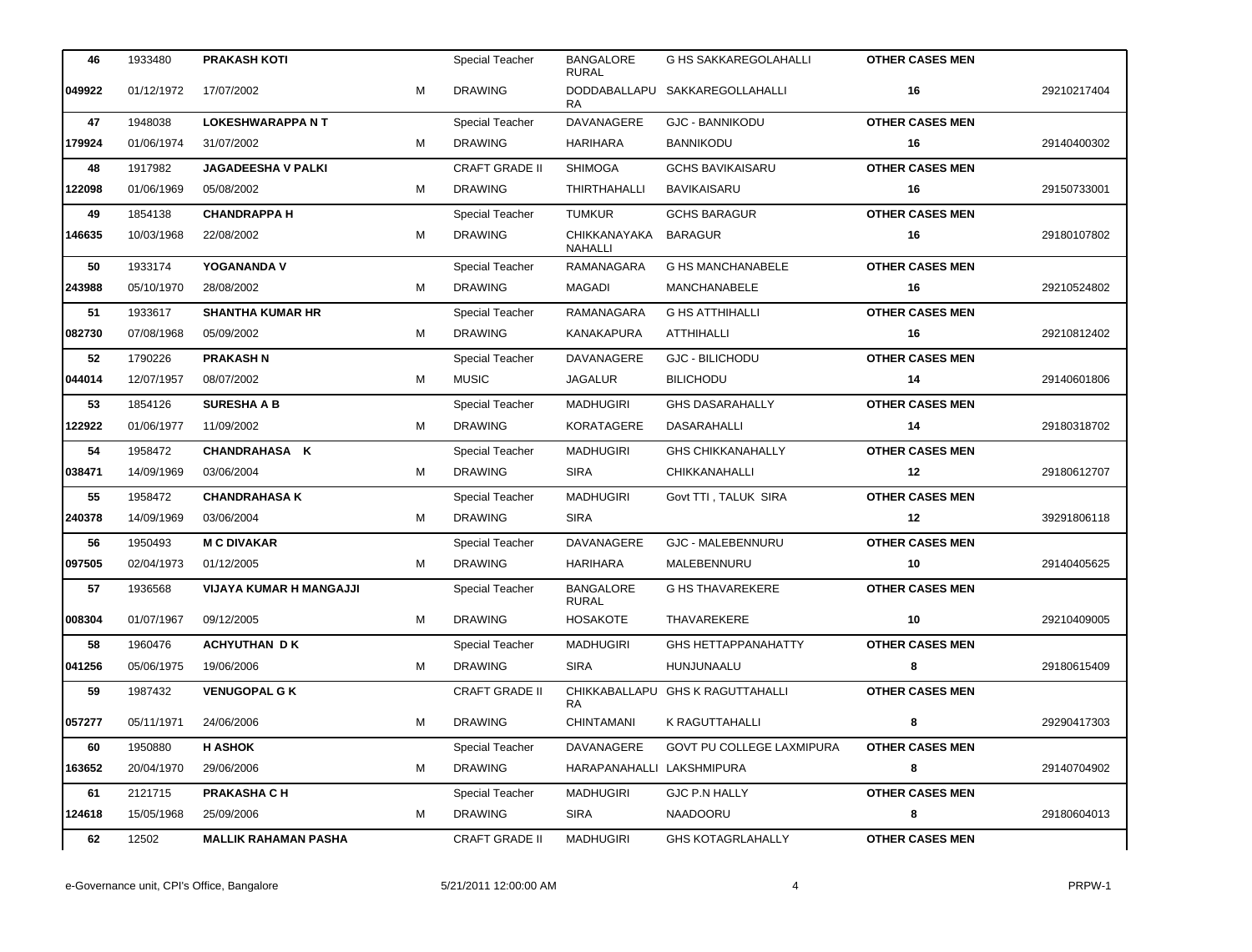| | | | | | | | | |
|---|---|---|---|---|---|---|---|---|
| 46 | 1933480 | **PRAKASH KOTI** | | Special Teacher | BANGALORE RURAL | G HS SAKKAREGOLAHALLI | **OTHER CASES MEN** | |
| 049922 | 01/12/1972 | 17/07/2002 | M | DRAWING | DODDABALLAPURA | SAKKAREGOLLAHALLI | **16** | 29210217404 |
| 47 | 1948038 | **LOKESHWARAPPA N T** | | Special Teacher | DAVANAGERE | GJC - BANNIKODU | **OTHER CASES MEN** | |
| 179924 | 01/06/1974 | 31/07/2002 | M | DRAWING | HARIHARA | BANNIKODU | **16** | 29140400302 |
| 48 | 1917982 | **JAGADEESHA V PALKI** | | CRAFT GRADE II | SHIMOGA | GCHS BAVIKAISARU | **OTHER CASES MEN** | |
| 122098 | 01/06/1969 | 05/08/2002 | M | DRAWING | THIRTHAHALLI | BAVIKAISARU | **16** | 29150733001 |
| 49 | 1854138 | **CHANDRAPPA H** | | Special Teacher | TUMKUR | GCHS BARAGUR | **OTHER CASES MEN** | |
| 146635 | 10/03/1968 | 22/08/2002 | M | DRAWING | CHIKKANAYAKANAHALLI | BARAGUR | **16** | 29180107802 |
| 50 | 1933174 | **YOGANANDA V** | | Special Teacher | RAMANAGARA | G HS MANCHANABELE | **OTHER CASES MEN** | |
| 243988 | 05/10/1970 | 28/08/2002 | M | DRAWING | MAGADI | MANCHANABELE | **16** | 29210524802 |
| 51 | 1933617 | **SHANTHA KUMAR HR** | | Special Teacher | RAMANAGARA | G HS ATTHIHALLI | **OTHER CASES MEN** | |
| 082730 | 07/08/1968 | 05/09/2002 | M | DRAWING | KANAKAPURA | ATTHIHALLI | **16** | 29210812402 |
| 52 | 1790226 | **PRAKASH N** | | Special Teacher | DAVANAGERE | GJC - BILICHODU | **OTHER CASES MEN** | |
| 044014 | 12/07/1957 | 08/07/2002 | M | MUSIC | JAGALUR | BILICHODU | **14** | 29140601806 |
| 53 | 1854126 | **SURESHA A B** | | Special Teacher | MADHUGIRI | GHS DASARAHALLY | **OTHER CASES MEN** | |
| 122922 | 01/06/1977 | 11/09/2002 | M | DRAWING | KORATAGERE | DASARAHALLI | **14** | 29180318702 |
| 54 | 1958472 | **CHANDRAHASA K** | | Special Teacher | MADHUGIRI | GHS CHIKKANAHALLY | **OTHER CASES MEN** | |
| 038471 | 14/09/1969 | 03/06/2004 | M | DRAWING | SIRA | CHIKKANAHALLI | **12** | 29180612707 |
| 55 | 1958472 | **CHANDRAHASA K** | | Special Teacher | MADHUGIRI | Govt TTI , TALUK SIRA | **OTHER CASES MEN** | |
| 240378 | 14/09/1969 | 03/06/2004 | M | DRAWING | SIRA | | **12** | 39291806118 |
| 56 | 1950493 | **M C DIVAKAR** | | Special Teacher | DAVANAGERE | GJC - MALEBENNURU | **OTHER CASES MEN** | |
| 097505 | 02/04/1973 | 01/12/2005 | M | DRAWING | HARIHARA | MALEBENNURU | **10** | 29140405625 |
| 57 | 1936568 | **VIJAYA KUMAR H MANGAJJI** | | Special Teacher | BANGALORE RURAL | G HS THAVAREKERE | **OTHER CASES MEN** | |
| 008304 | 01/07/1967 | 09/12/2005 | M | DRAWING | HOSAKOTE | THAVAREKERE | **10** | 29210409005 |
| 58 | 1960476 | **ACHYUTHAN D K** | | Special Teacher | MADHUGIRI | GHS HETTAPPANAHATTY | **OTHER CASES MEN** | |
| 041256 | 05/06/1975 | 19/06/2006 | M | DRAWING | SIRA | HUNJUNAALU | **8** | 29180615409 |
| 59 | 1987432 | **VENUGOPAL G K** | | CRAFT GRADE II | CHIKKABALLAPURA | GHS K RAGUTTAHALLI | **OTHER CASES MEN** | |
| 057277 | 05/11/1971 | 24/06/2006 | M | DRAWING | CHINTAMANI | K RAGUTTAHALLI | **8** | 29290417303 |
| 60 | 1950880 | **H ASHOK** | | Special Teacher | DAVANAGERE | GOVT PU COLLEGE LAXMIPURA | **OTHER CASES MEN** | |
| 163652 | 20/04/1970 | 29/06/2006 | M | DRAWING | HARAPANAHALLI | LAKSHMIPURA | **8** | 29140704902 |
| 61 | 2121715 | **PRAKASHA C H** | | Special Teacher | MADHUGIRI | GJC P.N HALLY | **OTHER CASES MEN** | |
| 124618 | 15/05/1968 | 25/09/2006 | M | DRAWING | SIRA | NAADOORU | **8** | 29180604013 |
| 62 | 12502 | **MALLIK RAHAMAN PASHA** | | CRAFT GRADE II | MADHUGIRI | GHS KOTAGRLAHALLY | **OTHER CASES MEN** | |

e-Governance unit, CPI's Office, Bangalore 5/21/2011 12:00:00 AM PRPW-1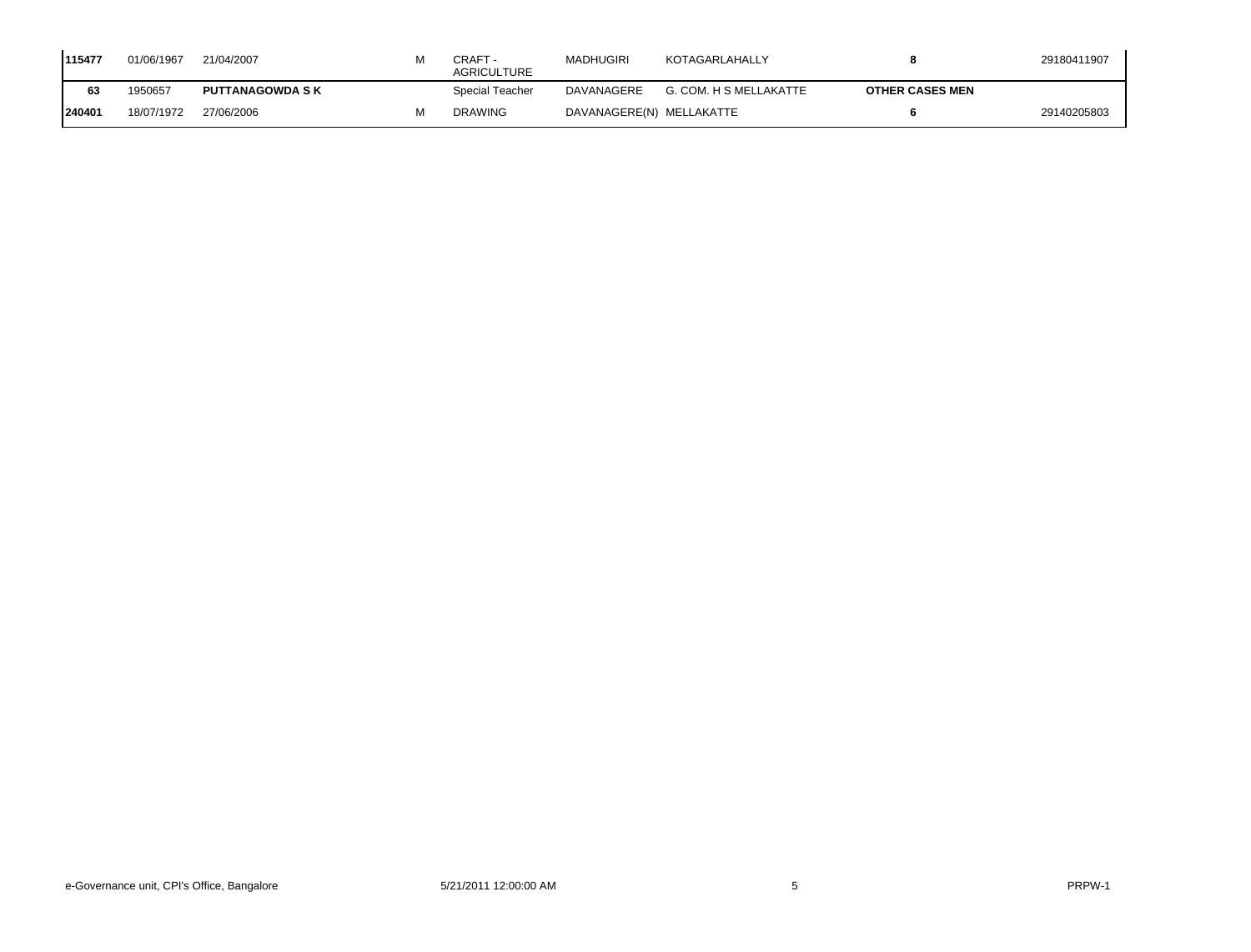| | | | | | | | | |
|---|---|---|---|---|---|---|---|---|
| **115477** | 01/06/1967 | 21/04/2007 | M | CRAFT - AGRICULTURE | MADHUGIRI | KOTAGARLAHALLY | **8** | 29180411907 |
| **63** | 1950657 | **PUTTANAGOWDA S K** | | Special Teacher | DAVANAGERE | G. COM. H S MELLAKATTE | **OTHER CASES MEN** | |
| **240401** | 18/07/1972 | 27/06/2006 | M | DRAWING | DAVANAGERE(N) | MELLAKATTE | **6** | 29140205803 |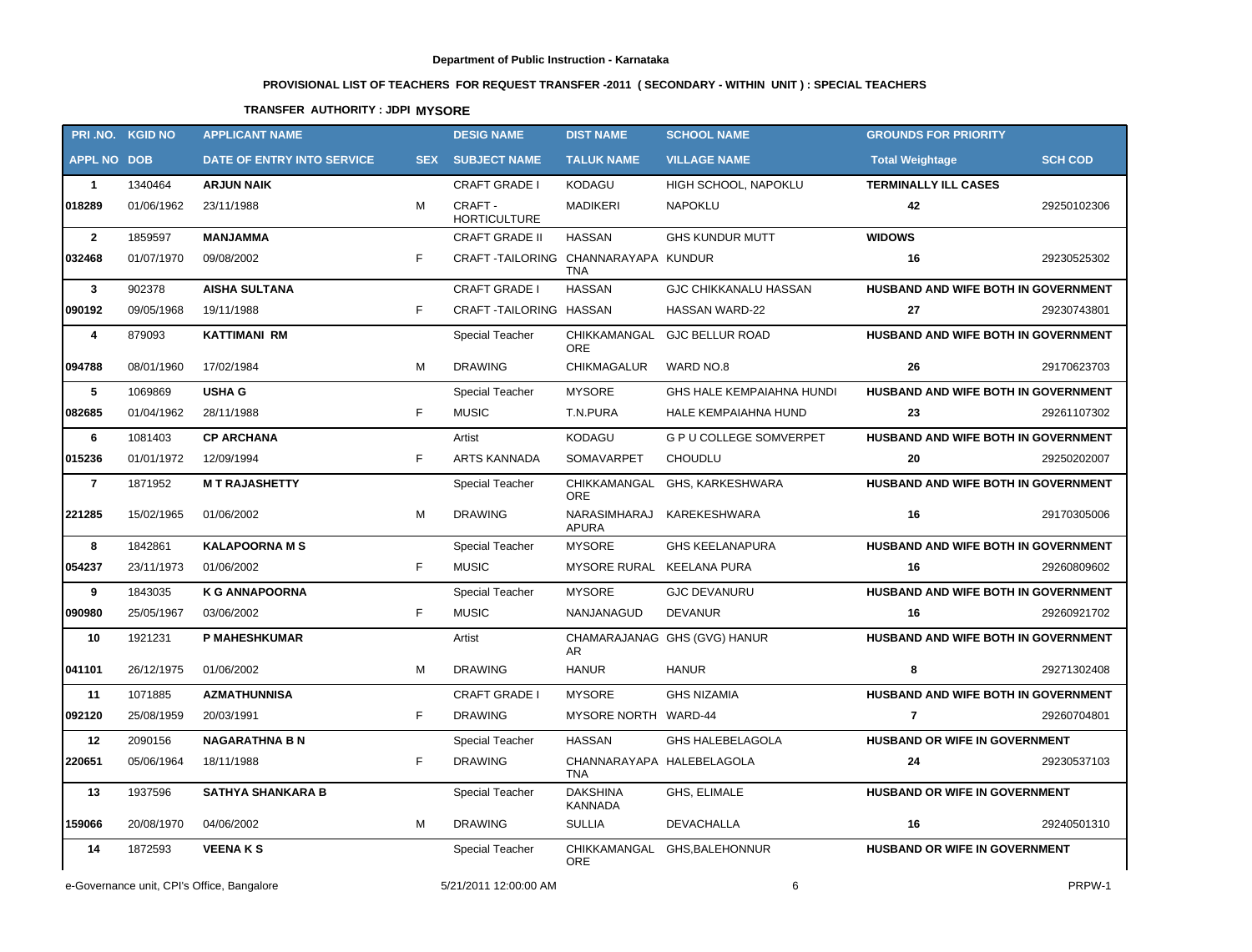**Department of Public Instruction - Karnataka**

**PROVISIONAL LIST OF TEACHERS FOR REQUEST TRANSFER -2011 ( SECONDARY - WITHIN UNIT ) : SPECIAL TEACHERS**

**TRANSFER AUTHORITY : JDPI MYSORE**

| PRI .NO. | KGID NO | APPLICANT NAME | | DESIG NAME | DIST NAME | SCHOOL NAME | GROUNDS FOR PRIORITY | |
|---|---|---|---|---|---|---|---|---|
| **APPL NO** | **DOB** | **DATE OF ENTRY INTO SERVICE** | **SEX** | **SUBJECT NAME** | **TALUK NAME** | **VILLAGE NAME** | **Total Weightage** | **SCH COD** |
| 1 | 1340464 | **ARJUN NAIK** | | CRAFT GRADE I | KODAGU | HIGH SCHOOL, NAPOKLU | **TERMINALLY ILL CASES** | |
| 018289 | 01/06/1962 | 23/11/1988 | M | CRAFT - HORTICULTURE | MADIKERI | NAPOKLU | 42 | 29250102306 |
| 2 | 1859597 | **MANJAMMA** | | CRAFT GRADE II | HASSAN | GHS KUNDUR MUTT | **WIDOWS** | |
| 032468 | 01/07/1970 | 09/08/2002 | F | CRAFT -TAILORING | CHANNARAYAPATNA | KUNDUR | 16 | 29230525302 |
| 3 | 902378 | **AISHA SULTANA** | | CRAFT GRADE I | HASSAN | GJC CHIKKANALU HASSAN | **HUSBAND AND WIFE BOTH IN GOVERNMENT** | |
| 090192 | 09/05/1968 | 19/11/1988 | F | CRAFT -TAILORING | HASSAN | HASSAN WARD-22 | 27 | 29230743801 |
| 4 | 879093 | **KATTIMANI RM** | | Special Teacher | CHIKKAMANGALORE | GJC BELLUR ROAD | **HUSBAND AND WIFE BOTH IN GOVERNMENT** | |
| 094788 | 08/01/1960 | 17/02/1984 | M | DRAWING | CHIKMAGALUR | WARD NO.8 | 26 | 29170623703 |
| 5 | 1069869 | **USHA G** | | Special Teacher | MYSORE | GHS HALE KEMPAIAHNA HUNDI | **HUSBAND AND WIFE BOTH IN GOVERNMENT** | |
| 082685 | 01/04/1962 | 28/11/1988 | F | MUSIC | T.N.PURA | HALE KEMPAIAHNA HUND | 23 | 29261107302 |
| 6 | 1081403 | **CP ARCHANA** | | Artist | KODAGU | G P U COLLEGE SOMVERPET | **HUSBAND AND WIFE BOTH IN GOVERNMENT** | |
| 015236 | 01/01/1972 | 12/09/1994 | F | ARTS KANNADA | SOMAVARPET | CHOUDLU | 20 | 29250202007 |
| 7 | 1871952 | **M T RAJASHETTY** | | Special Teacher | CHIKKAMANGALORE | GHS, KARKESHWARA | **HUSBAND AND WIFE BOTH IN GOVERNMENT** | |
| 221285 | 15/02/1965 | 01/06/2002 | M | DRAWING | NARASIMHARAJAPURA | KAREKESHWARA | 16 | 29170305006 |
| 8 | 1842861 | **KALAPOORNA M S** | | Special Teacher | MYSORE | GHS KEELANAPURA | **HUSBAND AND WIFE BOTH IN GOVERNMENT** | |
| 054237 | 23/11/1973 | 01/06/2002 | F | MUSIC | MYSORE RURAL | KEELANA PURA | 16 | 29260809602 |
| 9 | 1843035 | **K G ANNAPOORNA** | | Special Teacher | MYSORE | GJC DEVANURU | **HUSBAND AND WIFE BOTH IN GOVERNMENT** | |
| 090980 | 25/05/1967 | 03/06/2002 | F | MUSIC | NANJANAGUD | DEVANUR | 16 | 29260921702 |
| 10 | 1921231 | **P MAHESHKUMAR** | | Artist | CHAMARAJANAGAR | GHS (GVG) HANUR | **HUSBAND AND WIFE BOTH IN GOVERNMENT** | |
| 041101 | 26/12/1975 | 01/06/2002 | M | DRAWING | HANUR | HANUR | 8 | 29271302408 |
| 11 | 1071885 | **AZMATHUNNISA** | | CRAFT GRADE I | MYSORE | GHS NIZAMIA | **HUSBAND AND WIFE BOTH IN GOVERNMENT** | |
| 092120 | 25/08/1959 | 20/03/1991 | F | DRAWING | MYSORE NORTH | WARD-44 | 7 | 29260704801 |
| 12 | 2090156 | **NAGARATHNA B N** | | Special Teacher | HASSAN | GHS HALEBELAGOLA | **HUSBAND OR WIFE IN GOVERNMENT** | |
| 220651 | 05/06/1964 | 18/11/1988 | F | DRAWING | CHANNARAYAPATNA | HALEBELAGOLA | 24 | 29230537103 |
| 13 | 1937596 | **SATHYA SHANKARA B** | | Special Teacher | DAKSHINA KANNADA | GHS, ELIMALE | **HUSBAND OR WIFE IN GOVERNMENT** | |
| 159066 | 20/08/1970 | 04/06/2002 | M | DRAWING | SULLIA | DEVACHALLA | 16 | 29240501310 |
| 14 | 1872593 | **VEENA K S** | | Special Teacher | CHIKKAMANGALORE | GHS,BALEHONNUR | **HUSBAND OR WIFE IN GOVERNMENT** | |

e-Governance unit, CPI's Office, Bangalore 5/21/2011 12:00:00 AM PRPW-1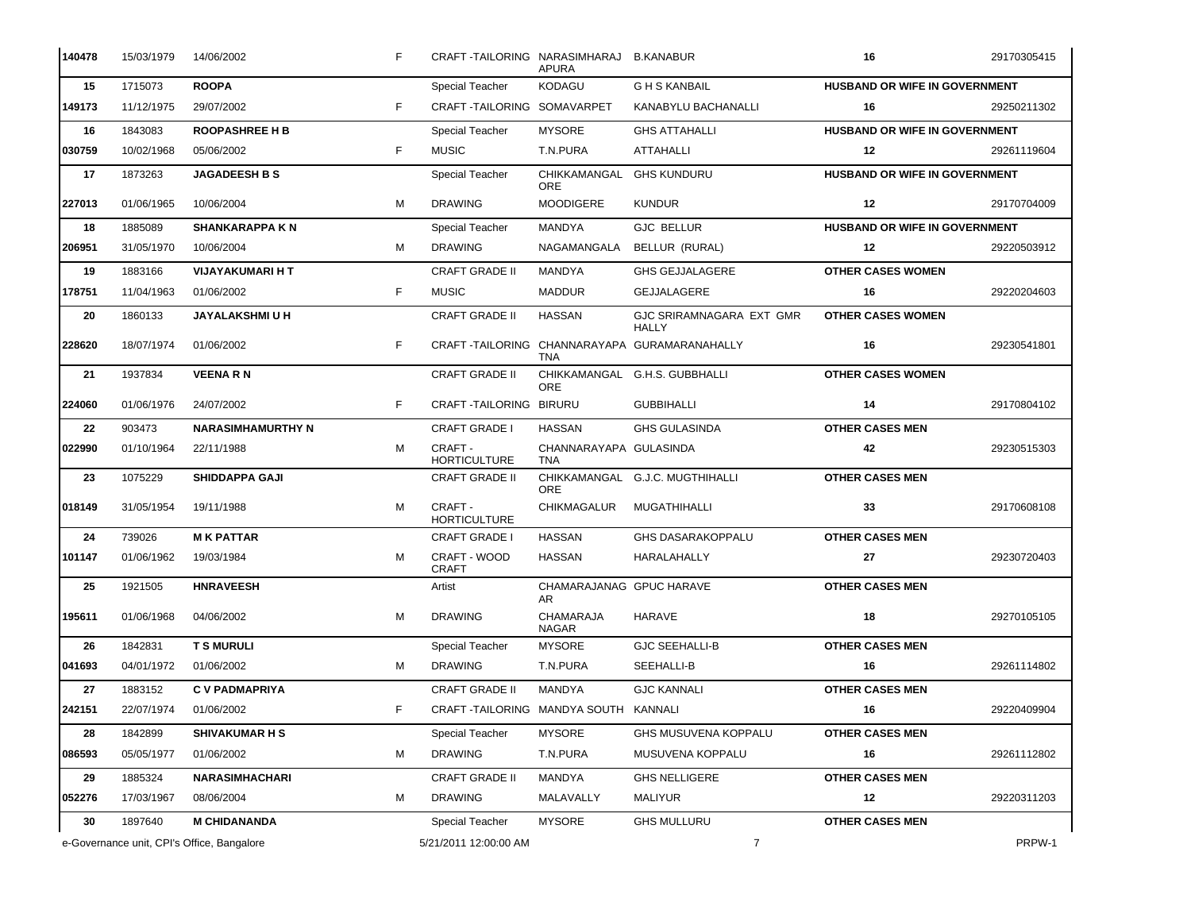| | | | | | | | | |
|---|---|---|---|---|---|---|---|---|
| 140478 | 15/03/1979 | 14/06/2002 | F | CRAFT -TAILORING | NARASIMHARAJ APURA | B.KANABUR | 16 | 29170305415 |
| 15 | 1715073 | **ROOPA** | | Special Teacher | KODAGU | G H S KANBAIL | **HUSBAND OR WIFE IN GOVERNMENT** | |
| 149173 | 11/12/1975 | 29/07/2002 | F | CRAFT -TAILORING | SOMAVARPET | KANABYLU BACHANALLI | 16 | 29250211302 |
| 16 | 1843083 | **ROOPASHREE H B** | | Special Teacher | MYSORE | GHS ATTAHALLI | **HUSBAND OR WIFE IN GOVERNMENT** | |
| 030759 | 10/02/1968 | 05/06/2002 | F | MUSIC | T.N.PURA | ATTAHALLI | 12 | 29261119604 |
| 17 | 1873263 | **JAGADEESH B S** | | Special Teacher | CHIKKAMANGAL ORE | GHS KUNDURU | **HUSBAND OR WIFE IN GOVERNMENT** | |
| 227013 | 01/06/1965 | 10/06/2004 | M | DRAWING | MOODIGERE | KUNDUR | 12 | 29170704009 |
| 18 | 1885089 | **SHANKARAPPA K N** | | Special Teacher | MANDYA | GJC BELLUR | **HUSBAND OR WIFE IN GOVERNMENT** | |
| 206951 | 31/05/1970 | 10/06/2004 | M | DRAWING | NAGAMANGALA | BELLUR (RURAL) | 12 | 29220503912 |
| 19 | 1883166 | **VIJAYAKUMARI H T** | | CRAFT GRADE II | MANDYA | GHS GEJJALAGERE | **OTHER CASES WOMEN** | |
| 178751 | 11/04/1963 | 01/06/2002 | F | MUSIC | MADDUR | GEJJALAGERE | 16 | 29220204603 |
| 20 | 1860133 | **JAYALAKSHMI U H** | | CRAFT GRADE II | HASSAN | GJC SRIRAMNAGARA EXT GMR HALLY | **OTHER CASES WOMEN** | |
| 228620 | 18/07/1974 | 01/06/2002 | F | CRAFT -TAILORING | CHANNARAYAPA TNA | GURAMARANAHALLY | 16 | 29230541801 |
| 21 | 1937834 | **VEENA R N** | | CRAFT GRADE II | CHIKKAMANGAL ORE | G.H.S. GUBBHALLI | **OTHER CASES WOMEN** | |
| 224060 | 01/06/1976 | 24/07/2002 | F | CRAFT -TAILORING | BIRURU | GUBBIHALLI | 14 | 29170804102 |
| 22 | 903473 | **NARASIMHAMURTHY N** | | CRAFT GRADE I | HASSAN | GHS GULASINDA | **OTHER CASES MEN** | |
| 022990 | 01/10/1964 | 22/11/1988 | M | CRAFT - HORTICULTURE | CHANNARAYAPA TNA | GULASINDA | 42 | 29230515303 |
| 23 | 1075229 | **SHIDDAPPA GAJI** | | CRAFT GRADE II | CHIKKAMANGAL ORE | G.J.C. MUGTHIHALLI | **OTHER CASES MEN** | |
| 018149 | 31/05/1954 | 19/11/1988 | M | CRAFT - HORTICULTURE | CHIKMAGALUR | MUGATHIHALLI | 33 | 29170608108 |
| 24 | 739026 | **M K PATTAR** | | CRAFT GRADE I | HASSAN | GHS DASARAKOPPALU | **OTHER CASES MEN** | |
| 101147 | 01/06/1962 | 19/03/1984 | M | CRAFT - WOOD CRAFT | HASSAN | HARALAHALLY | 27 | 29230720403 |
| 25 | 1921505 | **HNRAVEESH** | | Artist | CHAMARAJANAG AR | GPUC HARAVE | **OTHER CASES MEN** | |
| 195611 | 01/06/1968 | 04/06/2002 | M | DRAWING | CHAMARAJA NAGAR | HARAVE | 18 | 29270105105 |
| 26 | 1842831 | **T S MURULI** | | Special Teacher | MYSORE | GJC SEEHALLI-B | **OTHER CASES MEN** | |
| 041693 | 04/01/1972 | 01/06/2002 | M | DRAWING | T.N.PURA | SEEHALLI-B | 16 | 29261114802 |
| 27 | 1883152 | **C V PADMAPRIYA** | | CRAFT GRADE II | MANDYA | GJC KANNALI | **OTHER CASES MEN** | |
| 242151 | 22/07/1974 | 01/06/2002 | F | CRAFT -TAILORING | MANDYA SOUTH | KANNALI | 16 | 29220409904 |
| 28 | 1842899 | **SHIVAKUMAR H S** | | Special Teacher | MYSORE | GHS MUSUVENA KOPPALU | **OTHER CASES MEN** | |
| 086593 | 05/05/1977 | 01/06/2002 | M | DRAWING | T.N.PURA | MUSUVENA KOPPALU | 16 | 29261112802 |
| 29 | 1885324 | **NARASIMHACHARI** | | CRAFT GRADE II | MANDYA | GHS NELLIGERE | **OTHER CASES MEN** | |
| 052276 | 17/03/1967 | 08/06/2004 | M | DRAWING | MALAVALLY | MALIYUR | 12 | 29220311203 |
| 30 | 1897640 | **M CHIDANANDA** | | Special Teacher | MYSORE | GHS MULLURU | **OTHER CASES MEN** | |

e-Governance unit, CPI's Office, Bangalore 5/21/2011 12:00:00 AM PRPW-1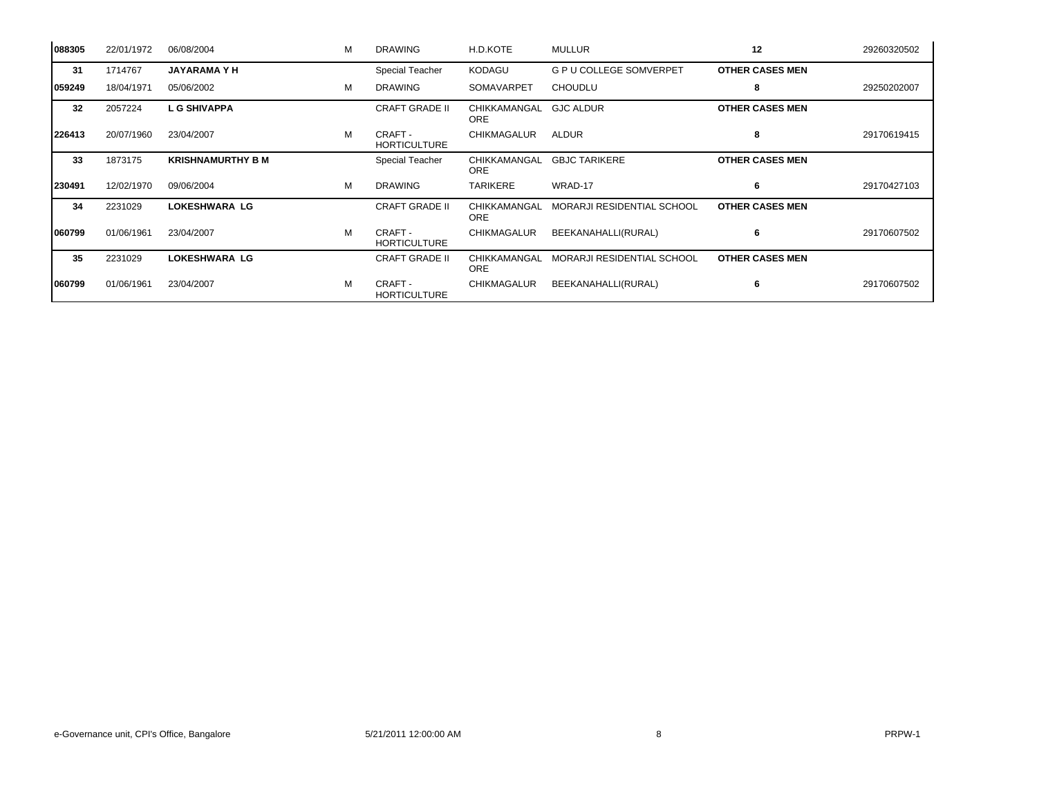| | | | | | | | | |
|---|---|---|---|---|---|---|---|---|
| 088305 | 22/01/1972 | 06/08/2004 | M | DRAWING | H.D.KOTE | MULLUR | 12 | 29260320502 |
| 31 | 1714767 | **JAYARAMA Y H** | | Special Teacher | KODAGU | G P U COLLEGE SOMVERPET | **OTHER CASES MEN** | |
| 059249 | 18/04/1971 | 05/06/2002 | M | DRAWING | SOMAVARPET | CHOUDLU | 8 | 29250202007 |
| 32 | 2057224 | **L G SHIVAPPA** | | CRAFT GRADE II | CHIKKAMANGALORE | GJC ALDUR | **OTHER CASES MEN** | |
| 226413 | 20/07/1960 | 23/04/2007 | M | CRAFT - HORTICULTURE | CHIKMAGALUR | ALDUR | 8 | 29170619415 |
| 33 | 1873175 | **KRISHNAMURTHY B M** | | Special Teacher | CHIKKAMANGALORE | GBJC TARIKERE | **OTHER CASES MEN** | |
| 230491 | 12/02/1970 | 09/06/2004 | M | DRAWING | TARIKERE | WRAD-17 | 6 | 29170427103 |
| 34 | 2231029 | **LOKESHWARA LG** | | CRAFT GRADE II | CHIKKAMANGALORE | MORARJI RESIDENTIAL SCHOOL | **OTHER CASES MEN** | |
| 060799 | 01/06/1961 | 23/04/2007 | M | CRAFT - HORTICULTURE | CHIKMAGALUR | BEEKANAHALLI(RURAL) | 6 | 29170607502 |
| 35 | 2231029 | **LOKESHWARA LG** | | CRAFT GRADE II | CHIKKAMANGALORE | MORARJI RESIDENTIAL SCHOOL | **OTHER CASES MEN** | |
| 060799 | 01/06/1961 | 23/04/2007 | M | CRAFT - HORTICULTURE | CHIKMAGALUR | BEEKANAHALLI(RURAL) | 6 | 29170607502 |

e-Governance unit, CPI's Office, Bangalore    5/21/2011 12:00:00 AM    PRPW-1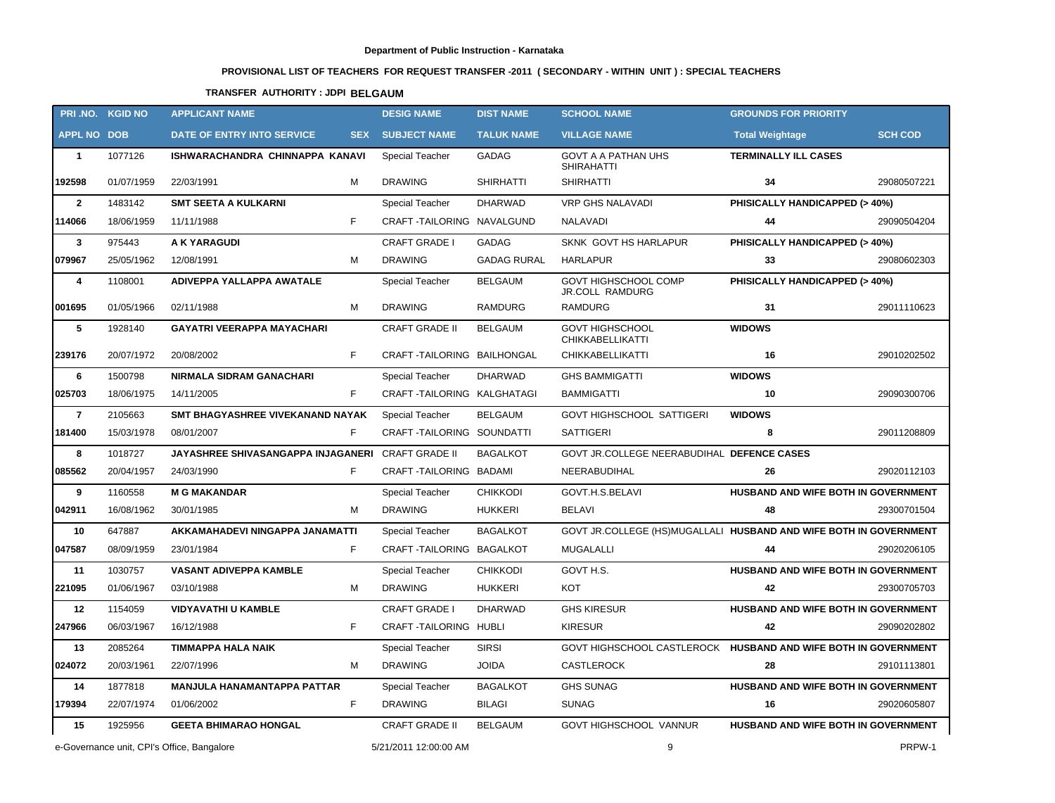**Department of Public Instruction - Karnataka**

**PROVISIONAL LIST OF TEACHERS FOR REQUEST TRANSFER -2011 ( SECONDARY - WITHIN UNIT ) : SPECIAL TEACHERS**

**TRANSFER AUTHORITY : JDPI BELGAUM**

| PRI .NO. | KGID NO | APPLICANT NAME | | DESIG NAME | DIST NAME | SCHOOL NAME | GROUNDS FOR PRIORITY | |
|---|---|---|---|---|---|---|---|---|
| APPL NO | DOB | DATE OF ENTRY INTO SERVICE | SEX | SUBJECT NAME | TALUK NAME | VILLAGE NAME | Total Weightage | SCH COD |
| 1 | 1077126 | ISHWARACHANDRA CHINNAPPA KANAVI | | Special Teacher | GADAG | GOVT A A PATHAN UHS SHIRAHATTI | TERMINALLY ILL CASES | |
| 192598 | 01/07/1959 | 22/03/1991 | M | DRAWING | SHIRHATTI | SHIRHATTI | 34 | 29080507221 |
| 2 | 1483142 | SMT SEETA A KULKARNI | | Special Teacher | DHARWAD | VRP GHS NALAVADI | PHISICALLY HANDICAPPED (> 40%) | |
| 114066 | 18/06/1959 | 11/11/1988 | F | CRAFT -TAILORING | NAVALGUND | NALAVADI | 44 | 29090504204 |
| 3 | 975443 | A K YARAGUDI | | CRAFT GRADE I | GADAG | SKNK GOVT HS HARLAPUR | PHISICALLY HANDICAPPED (> 40%) | |
| 079967 | 25/05/1962 | 12/08/1991 | M | DRAWING | GADAG RURAL | HARLAPUR | 33 | 29080602303 |
| 4 | 1108001 | ADIVEPPA YALLAPPA AWATALE | | Special Teacher | BELGAUM | GOVT HIGHSCHOOL COMP JR.COLL RAMDURG | PHISICALLY HANDICAPPED (> 40%) | |
| 001695 | 01/05/1966 | 02/11/1988 | M | DRAWING | RAMDURG | RAMDURG | 31 | 29011110623 |
| 5 | 1928140 | GAYATRI VEERAPPA MAYACHARI | | CRAFT GRADE II | BELGAUM | GOVT HIGHSCHOOL CHIKKABELLIKATTI | WIDOWS | |
| 239176 | 20/07/1972 | 20/08/2002 | F | CRAFT -TAILORING | BAILHONGAL | CHIKKABELLIKATTI | 16 | 29010202502 |
| 6 | 1500798 | NIRMALA SIDRAM GANACHARI | | Special Teacher | DHARWAD | GHS BAMMIGATTI | WIDOWS | |
| 025703 | 18/06/1975 | 14/11/2005 | F | CRAFT -TAILORING | KALGHATAGI | BAMMIGATTI | 10 | 29090300706 |
| 7 | 2105663 | SMT BHAGYASHREE VIVEKANAND NAYAK | | Special Teacher | BELGAUM | GOVT HIGHSCHOOL SATTIGERI | WIDOWS | |
| 181400 | 15/03/1978 | 08/01/2007 | F | CRAFT -TAILORING | SOUNDATTI | SATTIGERI | 8 | 29011208809 |
| 8 | 1018727 | JAYASHREE SHIVASANGAPPA INJAGANERI | | CRAFT GRADE II | BAGALKOT | GOVT JR.COLLEGE NEERABUDIHAL | DEFENCE CASES | |
| 085562 | 20/04/1957 | 24/03/1990 | F | CRAFT -TAILORING | BADAMI | NEERABUDIHAL | 26 | 29020112103 |
| 9 | 1160558 | M G MAKANDAR | | Special Teacher | CHIKKODI | GOVT.H.S.BELAVI | HUSBAND AND WIFE BOTH IN GOVERNMENT | |
| 042911 | 16/08/1962 | 30/01/1985 | M | DRAWING | HUKKERI | BELAVI | 48 | 29300701504 |
| 10 | 647887 | AKKAMAHADEVI NINGAPPA JANAMATTI | | Special Teacher | BAGALKOT | GOVT JR.COLLEGE (HS)MUGALLALI | HUSBAND AND WIFE BOTH IN GOVERNMENT | |
| 047587 | 08/09/1959 | 23/01/1984 | F | CRAFT -TAILORING | BAGALKOT | MUGALALLI | 44 | 29020206105 |
| 11 | 1030757 | VASANT ADIVEPPA KAMBLE | | Special Teacher | CHIKKODI | GOVT H.S. | HUSBAND AND WIFE BOTH IN GOVERNMENT | |
| 221095 | 01/06/1967 | 03/10/1988 | M | DRAWING | HUKKERI | KOT | 42 | 29300705703 |
| 12 | 1154059 | VIDYAVATHI U KAMBLE | | CRAFT GRADE I | DHARWAD | GHS KIRESUR | HUSBAND AND WIFE BOTH IN GOVERNMENT | |
| 247966 | 06/03/1967 | 16/12/1988 | F | CRAFT -TAILORING | HUBLI | KIRESUR | 42 | 29090202802 |
| 13 | 2085264 | TIMMAPPA HALA NAIK | | Special Teacher | SIRSI | GOVT HIGHSCHOOL CASTLEROCK | HUSBAND AND WIFE BOTH IN GOVERNMENT | |
| 024072 | 20/03/1961 | 22/07/1996 | M | DRAWING | JOIDA | CASTLEROCK | 28 | 29101113801 |
| 14 | 1877818 | MANJULA HANAMANTAPPA PATTAR | | Special Teacher | BAGALKOT | GHS SUNAG | HUSBAND AND WIFE BOTH IN GOVERNMENT | |
| 179394 | 22/07/1974 | 01/06/2002 | F | DRAWING | BILAGI | SUNAG | 16 | 29020605807 |
| 15 | 1925956 | GEETA BHIMARAO HONGAL | | CRAFT GRADE II | BELGAUM | GOVT HIGHSCHOOL VANNUR | HUSBAND AND WIFE BOTH IN GOVERNMENT | |

e-Governance unit, CPI's Office, Bangalore 5/21/2011 12:00:00 AM PRPW-1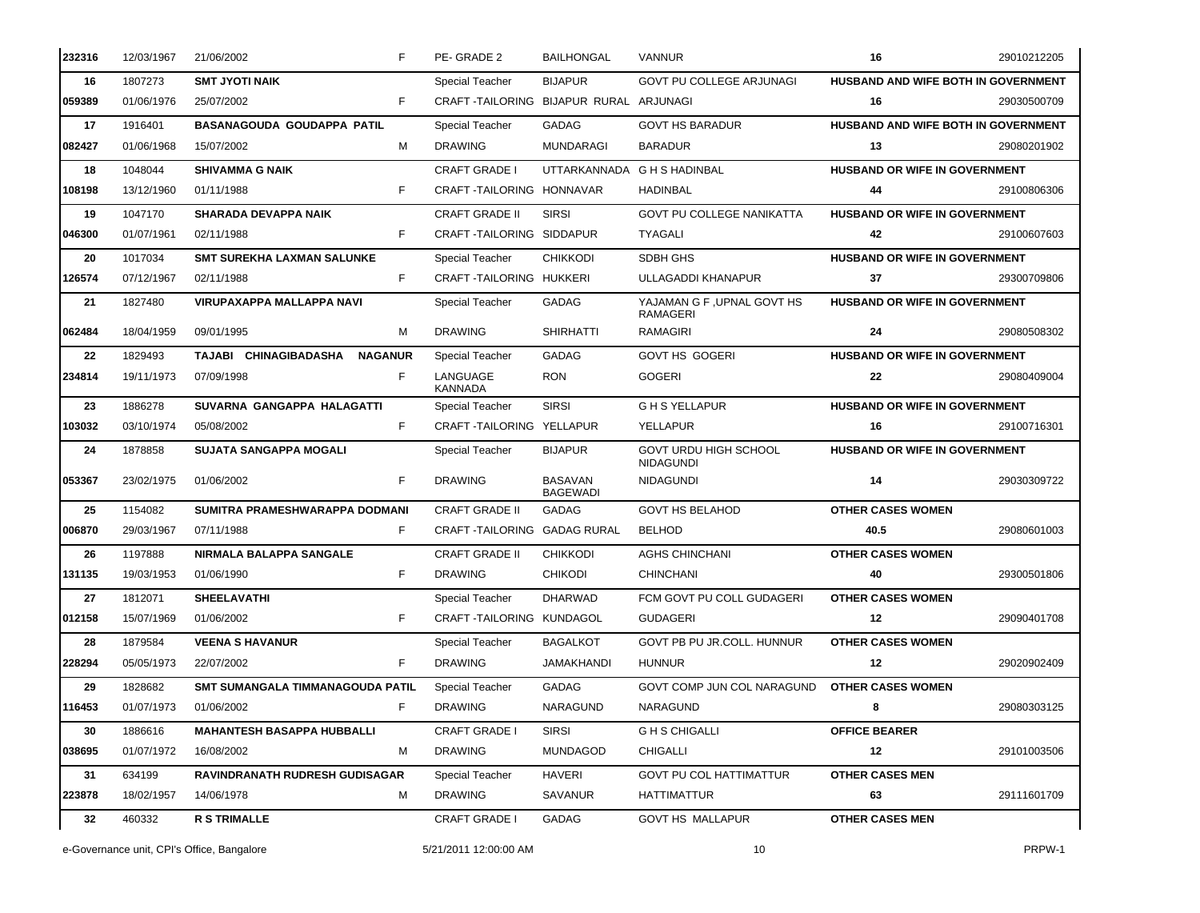| | | | | | | | | |
|---|---|---|---|---|---|---|---|---|
| 232316 | 12/03/1967 | 21/06/2002 | F | PE- GRADE 2 | BAILHONGAL | VANNUR | 16 | 29010212205 |
| **16** | 1807273 | **SMT JYOTI NAIK** | | Special Teacher | BIJAPUR | GOVT PU COLLEGE ARJUNAGI | **HUSBAND AND WIFE BOTH IN GOVERNMENT** | |
| **059389** | 01/06/1976 | 25/07/2002 | F | CRAFT -TAILORING | BIJAPUR RURAL | ARJUNAGI | **16** | 29030500709 |
| **17** | 1916401 | **BASANAGOUDA GOUDAPPA PATIL** | | Special Teacher | GADAG | GOVT HS BARADUR | **HUSBAND AND WIFE BOTH IN GOVERNMENT** | |
| **082427** | 01/06/1968 | 15/07/2002 | M | DRAWING | MUNDARAGI | BARADUR | **13** | 29080201902 |
| **18** | 1048044 | **SHIVAMMA G NAIK** | | CRAFT GRADE I | UTTARKANNADA | G H S HADINBAL | **HUSBAND OR WIFE IN GOVERNMENT** | |
| **108198** | 13/12/1960 | 01/11/1988 | F | CRAFT -TAILORING | HONNAVAR | HADINBAL | **44** | 29100806306 |
| **19** | 1047170 | **SHARADA DEVAPPA NAIK** | | CRAFT GRADE II | SIRSI | GOVT PU COLLEGE NANIKATTA | **HUSBAND OR WIFE IN GOVERNMENT** | |
| **046300** | 01/07/1961 | 02/11/1988 | F | CRAFT -TAILORING | SIDDAPUR | TYAGALI | **42** | 29100607603 |
| **20** | 1017034 | **SMT SUREKHA LAXMAN SALUNKE** | | Special Teacher | CHIKKODI | SDBH GHS | **HUSBAND OR WIFE IN GOVERNMENT** | |
| **126574** | 07/12/1967 | 02/11/1988 | F | CRAFT -TAILORING | HUKKERI | ULLAGADDI KHANAPUR | **37** | 29300709806 |
| **21** | 1827480 | **VIRUPAXAPPA MALLAPPA NAVI** | | Special Teacher | GADAG | YAJAMAN G F ,UPNAL GOVT HS RAMAGERI | **HUSBAND OR WIFE IN GOVERNMENT** | |
| **062484** | 18/04/1959 | 09/01/1995 | M | DRAWING | SHIRHATTI | RAMAGIRI | **24** | 29080508302 |
| **22** | 1829493 | **TAJABI CHINAGIBADASHA NAGANUR** | | Special Teacher | GADAG | GOVT HS GOGERI | **HUSBAND OR WIFE IN GOVERNMENT** | |
| **234814** | 19/11/1973 | 07/09/1998 | F | LANGUAGE KANNADA | RON | GOGERI | **22** | 29080409004 |
| **23** | 1886278 | **SUVARNA GANGAPPA HALAGATTI** | | Special Teacher | SIRSI | G H S YELLAPUR | **HUSBAND OR WIFE IN GOVERNMENT** | |
| **103032** | 03/10/1974 | 05/08/2002 | F | CRAFT -TAILORING | YELLAPUR | YELLAPUR | **16** | 29100716301 |
| **24** | 1878858 | **SUJATA SANGAPPA MOGALI** | | Special Teacher | BIJAPUR | GOVT URDU HIGH SCHOOL NIDAGUNDI | **HUSBAND OR WIFE IN GOVERNMENT** | |
| **053367** | 23/02/1975 | 01/06/2002 | F | DRAWING | BASAVAN BAGEWADI | NIDAGUNDI | **14** | 29030309722 |
| **25** | 1154082 | **SUMITRA PRAMESHWARAPPA DODMANI** | | CRAFT GRADE II | GADAG | GOVT HS BELAHOD | **OTHER CASES WOMEN** | |
| **006870** | 29/03/1967 | 07/11/1988 | F | CRAFT -TAILORING | GADAG RURAL | BELHOD | **40.5** | 29080601003 |
| **26** | 1197888 | **NIRMALA BALAPPA SANGALE** | | CRAFT GRADE II | CHIKKODI | AGHS CHINCHANI | **OTHER CASES WOMEN** | |
| **131135** | 19/03/1953 | 01/06/1990 | F | DRAWING | CHIKODI | CHINCHANI | **40** | 29300501806 |
| **27** | 1812071 | **SHEELAVATHI** | | Special Teacher | DHARWAD | FCM GOVT PU COLL GUDAGERI | **OTHER CASES WOMEN** | |
| **012158** | 15/07/1969 | 01/06/2002 | F | CRAFT -TAILORING | KUNDAGOL | GUDAGERI | **12** | 29090401708 |
| **28** | 1879584 | **VEENA S HAVANUR** | | Special Teacher | BAGALKOT | GOVT PB PU JR.COLL. HUNNUR | **OTHER CASES WOMEN** | |
| **228294** | 05/05/1973 | 22/07/2002 | F | DRAWING | JAMAKHANDI | HUNNUR | **12** | 29020902409 |
| **29** | 1828682 | **SMT SUMANGALA TIMMANAGOUDA PATIL** | | Special Teacher | GADAG | GOVT COMP JUN COL NARAGUND | **OTHER CASES WOMEN** | |
| **116453** | 01/07/1973 | 01/06/2002 | F | DRAWING | NARAGUND | NARAGUND | **8** | 29080303125 |
| **30** | 1886616 | **MAHANTESH BASAPPA HUBBALLI** | | CRAFT GRADE I | SIRSI | G H S CHIGALLI | **OFFICE BEARER** | |
| **038695** | 01/07/1972 | 16/08/2002 | M | DRAWING | MUNDAGOD | CHIGALLI | **12** | 29101003506 |
| **31** | 634199 | **RAVINDRANATH RUDRESH GUDISAGAR** | | Special Teacher | HAVERI | GOVT PU COL HATTIMATTUR | **OTHER CASES MEN** | |
| **223878** | 18/02/1957 | 14/06/1978 | M | DRAWING | SAVANUR | HATTIMATTUR | **63** | 29111601709 |
| **32** | 460332 | **R S TRIMALLE** | | CRAFT GRADE I | GADAG | GOVT HS MALLAPUR | **OTHER CASES MEN** | |

e-Governance unit, CPI's Office, Bangalore 5/21/2011 12:00:00 AM PRPW-1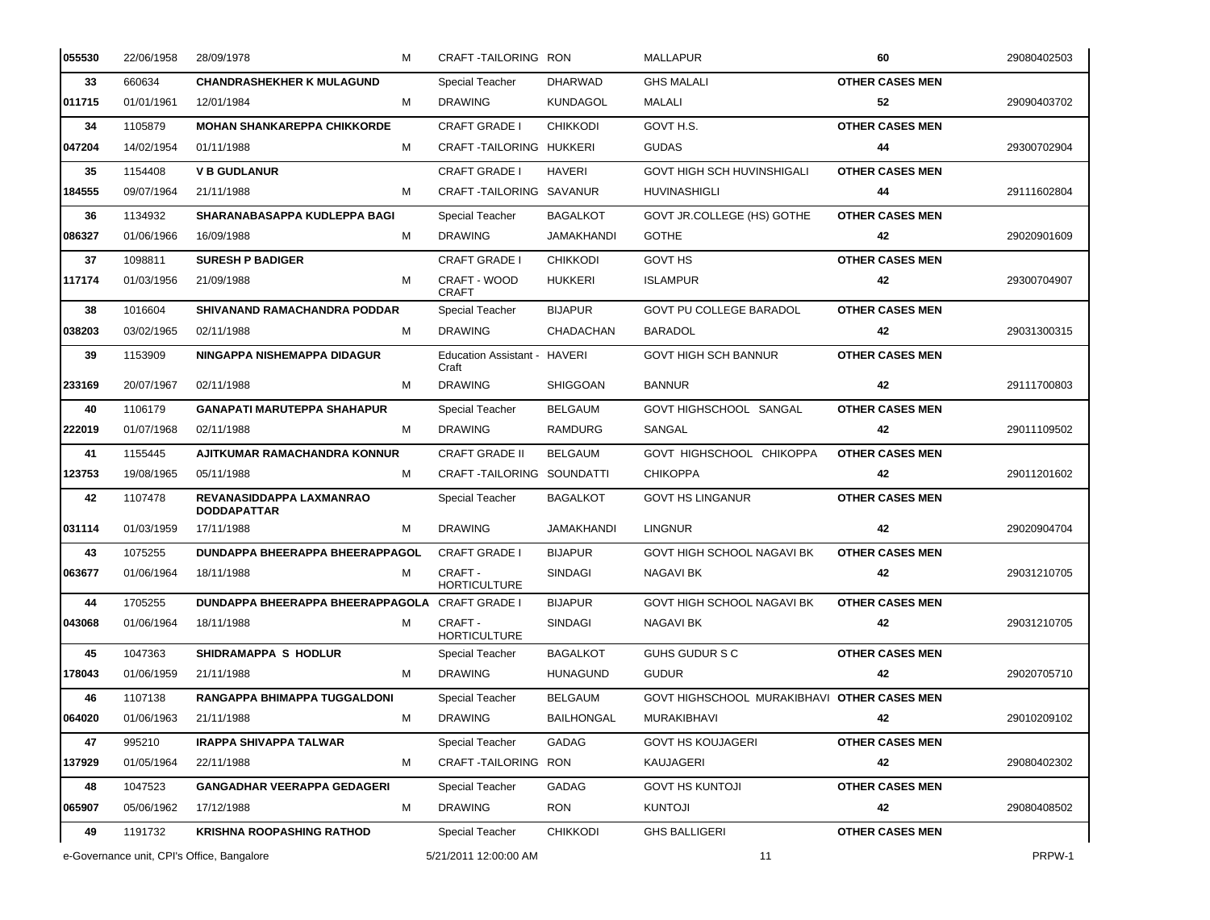| | | | | | | | | |
|---|---|---|---|---|---|---|---|---|
| 055530 | 22/06/1958 | 28/09/1978 | M | CRAFT -TAILORING | RON | MALLAPUR | 60 | 29080402503 |
| 33 | 660634 | **CHANDRASHEKHER K MULAGUND** | | Special Teacher | DHARWAD | GHS MALALI | **OTHER CASES MEN** | |
| 011715 | 01/01/1961 | 12/01/1984 | M | DRAWING | KUNDAGOL | MALALI | **52** | 29090403702 |
| 34 | 1105879 | **MOHAN SHANKAREPPA CHIKKORDE** | | CRAFT GRADE I | CHIKKODI | GOVT H.S. | **OTHER CASES MEN** | |
| 047204 | 14/02/1954 | 01/11/1988 | M | CRAFT -TAILORING | HUKKERI | GUDAS | **44** | 29300702904 |
| 35 | 1154408 | **V B GUDLANUR** | | CRAFT GRADE I | HAVERI | GOVT HIGH SCH HUVINSHIGALI | **OTHER CASES MEN** | |
| 184555 | 09/07/1964 | 21/11/1988 | M | CRAFT -TAILORING | SAVANUR | HUVINASHIGLI | **44** | 29111602804 |
| 36 | 1134932 | **SHARANABASAPPA KUDLEPPA BAGI** | | Special Teacher | BAGALKOT | GOVT JR.COLLEGE (HS) GOTHE | **OTHER CASES MEN** | |
| 086327 | 01/06/1966 | 16/09/1988 | M | DRAWING | JAMAKHANDI | GOTHE | **42** | 29020901609 |
| 37 | 1098811 | **SURESH P BADIGER** | | CRAFT GRADE I | CHIKKODI | GOVT HS | **OTHER CASES MEN** | |
| 117174 | 01/03/1956 | 21/09/1988 | M | CRAFT - WOOD CRAFT | HUKKERI | ISLAMPUR | **42** | 29300704907 |
| 38 | 1016604 | **SHIVANAND RAMACHANDRA PODDAR** | | Special Teacher | BIJAPUR | GOVT PU COLLEGE BARADOL | **OTHER CASES MEN** | |
| 038203 | 03/02/1965 | 02/11/1988 | M | DRAWING | CHADACHAN | BARADOL | **42** | 29031300315 |
| 39 | 1153909 | **NINGAPPA NISHEMAPPA DIDAGUR** | | Education Assistant - Craft | HAVERI | GOVT HIGH SCH BANNUR | **OTHER CASES MEN** | |
| 233169 | 20/07/1967 | 02/11/1988 | M | DRAWING | SHIGGOAN | BANNUR | **42** | 29111700803 |
| 40 | 1106179 | **GANAPATI MARUTEPPA SHAHAPUR** | | Special Teacher | BELGAUM | GOVT HIGHSCHOOL SANGAL | **OTHER CASES MEN** | |
| 222019 | 01/07/1968 | 02/11/1988 | M | DRAWING | RAMDURG | SANGAL | **42** | 29011109502 |
| 41 | 1155445 | **AJITKUMAR RAMACHANDRA KONNUR** | | CRAFT GRADE II | BELGAUM | GOVT HIGHSCHOOL CHIKOPPA | **OTHER CASES MEN** | |
| 123753 | 19/08/1965 | 05/11/1988 | M | CRAFT -TAILORING | SOUNDATTI | CHIKOPPA | **42** | 29011201602 |
| 42 | 1107478 | **REVANASIDDAPPA LAXMANRAO DODDAPATTAR** | | Special Teacher | BAGALKOT | GOVT HS LINGANUR | **OTHER CASES MEN** | |
| 031114 | 01/03/1959 | 17/11/1988 | M | DRAWING | JAMAKHANDI | LINGNUR | **42** | 29020904704 |
| 43 | 1075255 | **DUNDAPPA BHEERAPPA BHEERAPPAGOL** | | CRAFT GRADE I | BIJAPUR | GOVT HIGH SCHOOL NAGAVI BK | **OTHER CASES MEN** | |
| 063677 | 01/06/1964 | 18/11/1988 | M | CRAFT - HORTICULTURE | SINDAGI | NAGAVI BK | **42** | 29031210705 |
| 44 | 1705255 | **DUNDAPPA BHEERAPPA BHEERAPPAGOLA** | | CRAFT GRADE I | BIJAPUR | GOVT HIGH SCHOOL NAGAVI BK | **OTHER CASES MEN** | |
| 043068 | 01/06/1964 | 18/11/1988 | M | CRAFT - HORTICULTURE | SINDAGI | NAGAVI BK | **42** | 29031210705 |
| 45 | 1047363 | **SHIDRAMAPPA S HODLUR** | | Special Teacher | BAGALKOT | GUHS GUDUR S C | **OTHER CASES MEN** | |
| 178043 | 01/06/1959 | 21/11/1988 | M | DRAWING | HUNAGUND | GUDUR | **42** | 29020705710 |
| 46 | 1107138 | **RANGAPPA BHIMAPPA TUGGALDONI** | | Special Teacher | BELGAUM | GOVT HIGHSCHOOL MURAKIBHAVI | **OTHER CASES MEN** | |
| 064020 | 01/06/1963 | 21/11/1988 | M | DRAWING | BAILHONGAL | MURAKIBHAVI | **42** | 29010209102 |
| 47 | 995210 | **IRAPPA SHIVAPPA TALWAR** | | Special Teacher | GADAG | GOVT HS KOUJAGERI | **OTHER CASES MEN** | |
| 137929 | 01/05/1964 | 22/11/1988 | M | CRAFT -TAILORING | RON | KAUJAGERI | **42** | 29080402302 |
| 48 | 1047523 | **GANGADHAR VEERAPPA GEDAGERI** | | Special Teacher | GADAG | GOVT HS KUNTOJI | **OTHER CASES MEN** | |
| 065907 | 05/06/1962 | 17/12/1988 | M | DRAWING | RON | KUNTOJI | **42** | 29080408502 |
| 49 | 1191732 | **KRISHNA ROOPASHING RATHOD** | | Special Teacher | CHIKKODI | GHS BALLIGERI | **OTHER CASES MEN** | |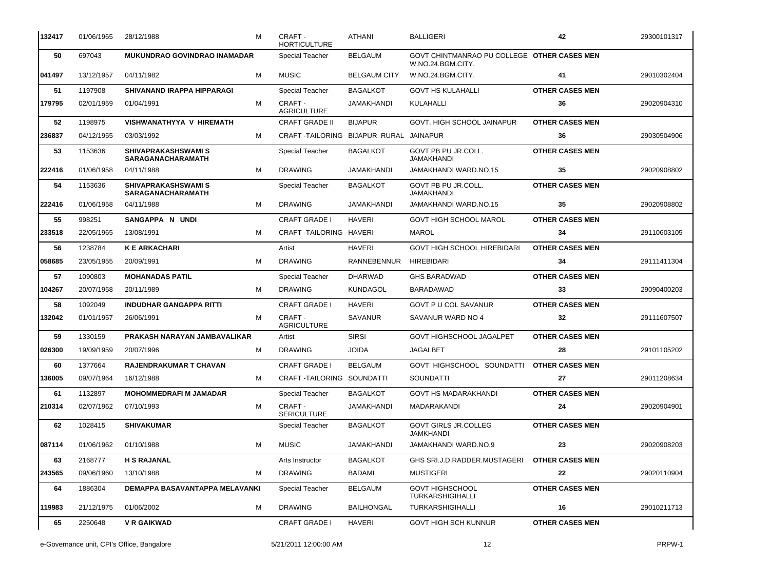| | | | | | | | | |
|---|---|---|---|---|---|---|---|---|
| 132417 | 01/06/1965 | 28/12/1988 | M | CRAFT - HORTICULTURE | ATHANI | BALLIGERI | 42 | 29300101317 |
| 50 | 697043 | **MUKUNDRAO GOVINDRAO INAMADAR** | | Special Teacher | BELGAUM | GOVT CHINTMANRAO PU COLLEGE W.NO.24.BGM.CITY. | **OTHER CASES MEN** | |
| 041497 | 13/12/1957 | 04/11/1982 | M | MUSIC | BELGAUM CITY | W.NO.24.BGM.CITY. | **41** | 29010302404 |
| 51 | 1197908 | **SHIVANAND IRAPPA HIPPARAGI** | | Special Teacher | BAGALKOT | GOVT HS KULAHALLI | **OTHER CASES MEN** | |
| 179795 | 02/01/1959 | 01/04/1991 | M | CRAFT - AGRICULTURE | JAMAKHANDI | KULAHALLI | **36** | 29020904310 |
| 52 | 1198975 | **VISHWANATHYYA V HIREMATH** | | CRAFT GRADE II | BIJAPUR | GOVT. HIGH SCHOOL JAINAPUR | **OTHER CASES MEN** | |
| 236837 | 04/12/1955 | 03/03/1992 | M | CRAFT -TAILORING | BIJAPUR RURAL | JAINAPUR | **36** | 29030504906 |
| 53 | 1153636 | **SHIVAPRAKASHSWAMI S SARAGANACHARAMATH** | | Special Teacher | BAGALKOT | GOVT PB PU JR.COLL. JAMAKHANDI | **OTHER CASES MEN** | |
| 222416 | 01/06/1958 | 04/11/1988 | M | DRAWING | JAMAKHANDI | JAMAKHANDI WARD.NO.15 | **35** | 29020908802 |
| 54 | 1153636 | **SHIVAPRAKASHSWAMI S SARAGANACHARAMATH** | | Special Teacher | BAGALKOT | GOVT PB PU JR.COLL. JAMAKHANDI | **OTHER CASES MEN** | |
| 222416 | 01/06/1958 | 04/11/1988 | M | DRAWING | JAMAKHANDI | JAMAKHANDI WARD.NO.15 | **35** | 29020908802 |
| 55 | 998251 | **SANGAPPA N UNDI** | | CRAFT GRADE I | HAVERI | GOVT HIGH SCHOOL MAROL | **OTHER CASES MEN** | |
| 233518 | 22/05/1965 | 13/08/1991 | M | CRAFT -TAILORING | HAVERI | MAROL | **34** | 29110603105 |
| 56 | 1238784 | **K E ARKACHARI** | | Artist | HAVERI | GOVT HIGH SCHOOL HIREBIDARI | **OTHER CASES MEN** | |
| 058685 | 23/05/1955 | 20/09/1991 | M | DRAWING | RANNEBENNUR | HIREBIDARI | **34** | 29111411304 |
| 57 | 1090803 | **MOHANADAS PATIL** | | Special Teacher | DHARWAD | GHS BARADWAD | **OTHER CASES MEN** | |
| 104267 | 20/07/1958 | 20/11/1989 | M | DRAWING | KUNDAGOL | BARADAWAD | **33** | 29090400203 |
| 58 | 1092049 | **INDUDHAR GANGAPPA RITTI** | | CRAFT GRADE I | HAVERI | GOVT P U COL SAVANUR | **OTHER CASES MEN** | |
| 132042 | 01/01/1957 | 26/06/1991 | M | CRAFT - AGRICULTURE | SAVANUR | SAVANUR WARD NO 4 | **32** | 29111607507 |
| 59 | 1330159 | **PRAKASH NARAYAN JAMBAVALIKAR** | | Artist | SIRSI | GOVT HIGHSCHOOL JAGALPET | **OTHER CASES MEN** | |
| 026300 | 19/09/1959 | 20/07/1996 | M | DRAWING | JOIDA | JAGALBET | **28** | 29101105202 |
| 60 | 1377664 | **RAJENDRAKUMAR T CHAVAN** | | CRAFT GRADE I | BELGAUM | GOVT HIGHSCHOOL SOUNDATTI | **OTHER CASES MEN** | |
| 136005 | 09/07/1964 | 16/12/1988 | M | CRAFT -TAILORING | SOUNDATTI | SOUNDATTI | **27** | 29011208634 |
| 61 | 1132897 | **MOHOMMEDRAFI M JAMADAR** | | Special Teacher | BAGALKOT | GOVT HS MADARAKHANDI | **OTHER CASES MEN** | |
| 210314 | 02/07/1962 | 07/10/1993 | M | CRAFT - SERICULTURE | JAMAKHANDI | MADARAKANDI | **24** | 29020904901 |
| 62 | 1028415 | **SHIVAKUMAR** | | Special Teacher | BAGALKOT | GOVT GIRLS JR.COLLEG JAMKHANDI | **OTHER CASES MEN** | |
| 087114 | 01/06/1962 | 01/10/1988 | M | MUSIC | JAMAKHANDI | JAMAKHANDI WARD.NO.9 | **23** | 29020908203 |
| 63 | 2168777 | **H S RAJANAL** | | Arts Instructor | BAGALKOT | GHS SRI.J.D.RADDER.MUSTAGERI | **OTHER CASES MEN** | |
| 243565 | 09/06/1960 | 13/10/1988 | M | DRAWING | BADAMI | MUSTIGERI | **22** | 29020110904 |
| 64 | 1886304 | **DEMAPPA BASAVANTAPPA MELAVANKI** | | Special Teacher | BELGAUM | GOVT HIGHSCHOOL TURKARSHIGIHALLI | **OTHER CASES MEN** | |
| 119983 | 21/12/1975 | 01/06/2002 | M | DRAWING | BAILHONGAL | TURKARSHIGIHALLI | **16** | 29010211713 |
| 65 | 2250648 | **V R GAIKWAD** | | CRAFT GRADE I | HAVERI | GOVT HIGH SCH KUNNUR | **OTHER CASES MEN** | |

e-Governance unit, CPI's Office, Bangalore 5/21/2011 12:00:00 AM PRPW-1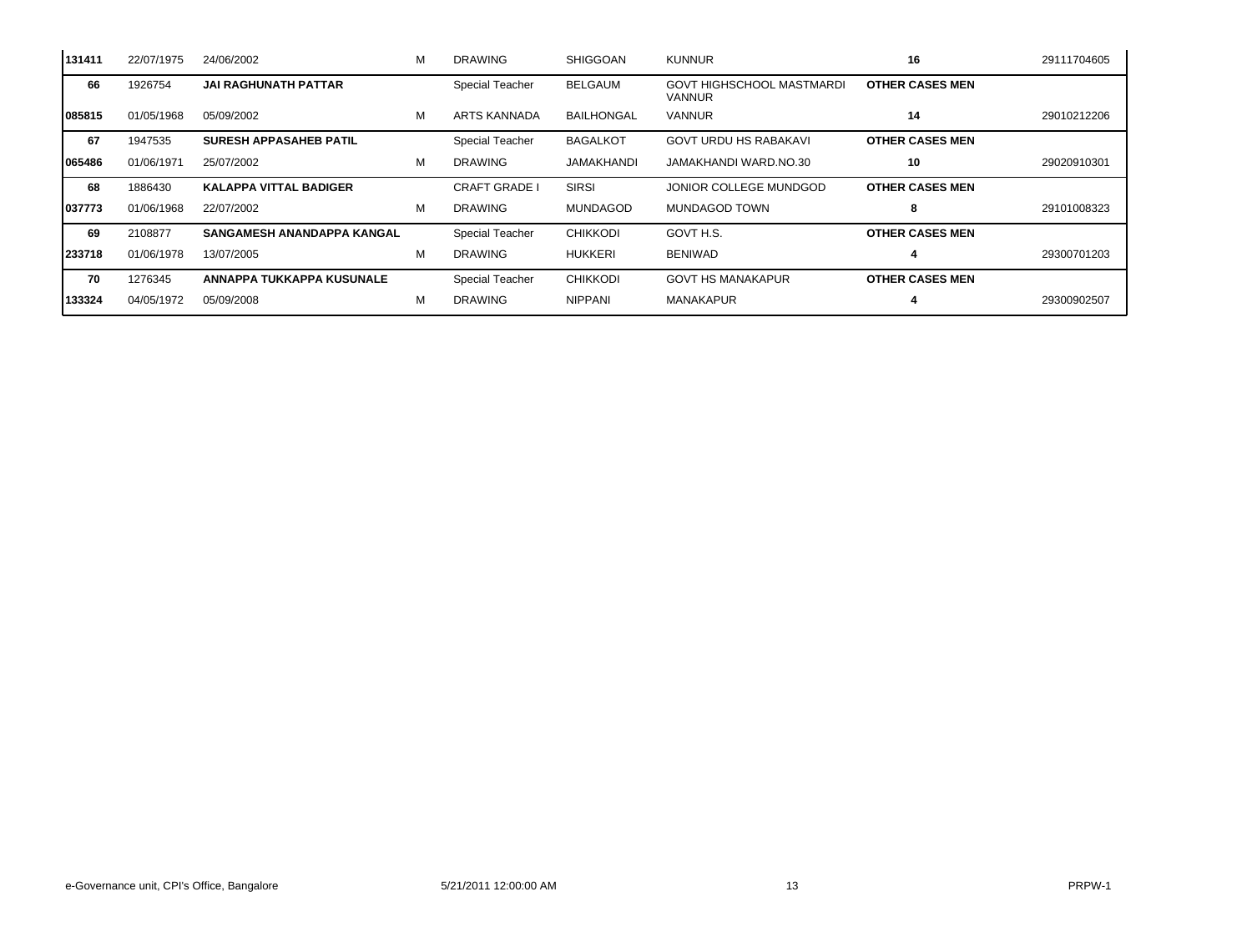| | | | | | | | | |
|---|---|---|---|---|---|---|---|---|
| **131411** | 22/07/1975 | 24/06/2002 | M | DRAWING | SHIGGOAN | KUNNUR | **16** | 29111704605 |
| **66** | 1926754 | **JAI RAGHUNATH PATTAR** | | Special Teacher | BELGAUM | GOVT HIGHSCHOOL MASTMARDI VANNUR | **OTHER CASES MEN** | |
| **085815** | 01/05/1968 | 05/09/2002 | M | ARTS KANNADA | BAILHONGAL | VANNUR | **14** | 29010212206 |
| **67** | 1947535 | **SURESH APPASAHEB PATIL** | | Special Teacher | BAGALKOT | GOVT URDU HS RABAKAVI | **OTHER CASES MEN** | |
| **065486** | 01/06/1971 | 25/07/2002 | M | DRAWING | JAMAKHANDI | JAMAKHANDI WARD.NO.30 | **10** | 29020910301 |
| **68** | 1886430 | **KALAPPA VITTAL BADIGER** | | CRAFT GRADE I | SIRSI | JONIOR COLLEGE MUNDGOD | **OTHER CASES MEN** | |
| **037773** | 01/06/1968 | 22/07/2002 | M | DRAWING | MUNDAGOD | MUNDAGOD TOWN | **8** | 29101008323 |
| **69** | 2108877 | **SANGAMESH ANANDAPPA KANGAL** | | Special Teacher | CHIKKODI | GOVT H.S. | **OTHER CASES MEN** | |
| **233718** | 01/06/1978 | 13/07/2005 | M | DRAWING | HUKKERI | BENIWAD | **4** | 29300701203 |
| **70** | 1276345 | **ANNAPPA TUKKAPPA KUSUNALE** | | Special Teacher | CHIKKODI | GOVT HS MANAKAPUR | **OTHER CASES MEN** | |
| **133324** | 04/05/1972 | 05/09/2008 | M | DRAWING | NIPPANI | MANAKAPUR | **4** | 29300902507 |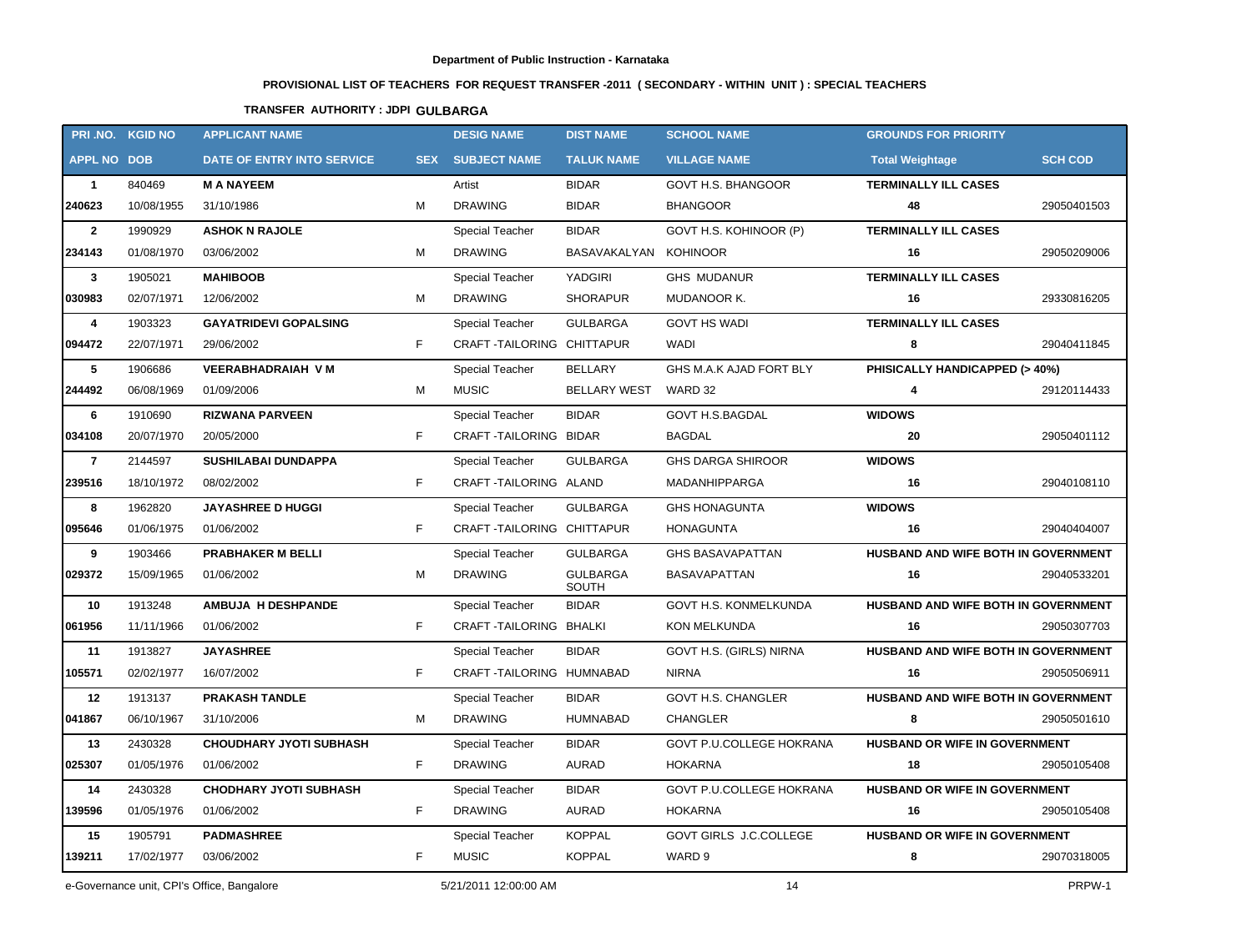Department of Public Instruction - Karnataka

**PROVISIONAL LIST OF TEACHERS FOR REQUEST TRANSFER -2011 ( SECONDARY - WITHIN UNIT ) : SPECIAL TEACHERS**

**TRANSFER AUTHORITY : JDPI GULBARGA**

| PRI .NO. | KGID NO | APPLICANT NAME | | DESIG NAME | DIST NAME | SCHOOL NAME | GROUNDS FOR PRIORITY | |
|---|---|---|---|---|---|---|---|---|
| APPL NO | DOB | DATE OF ENTRY INTO SERVICE | SEX | SUBJECT NAME | TALUK NAME | VILLAGE NAME | Total Weightage | SCH COD |
| 1 | 840469 | **M A NAYEEM** | | Artist | BIDAR | GOVT H.S. BHANGOOR | **TERMINALLY ILL CASES** | |
| 240623 | 10/08/1955 | 31/10/1986 | M | DRAWING | BIDAR | BHANGOOR | 48 | 29050401503 |
| 2 | 1990929 | **ASHOK N RAJOLE** | | Special Teacher | BIDAR | GOVT H.S. KOHINOOR (P) | **TERMINALLY ILL CASES** | |
| 234143 | 01/08/1970 | 03/06/2002 | M | DRAWING | BASAVAKALYAN | KOHINOOR | 16 | 29050209006 |
| 3 | 1905021 | **MAHIBOOB** | | Special Teacher | YADGIRI | GHS MUDANUR | **TERMINALLY ILL CASES** | |
| 030983 | 02/07/1971 | 12/06/2002 | M | DRAWING | SHORAPUR | MUDANOOR K. | 16 | 29330816205 |
| 4 | 1903323 | **GAYATRIDEVI GOPALSING** | | Special Teacher | GULBARGA | GOVT HS WADI | **TERMINALLY ILL CASES** | |
| 094472 | 22/07/1971 | 29/06/2002 | F | CRAFT -TAILORING | CHITTAPUR | WADI | 8 | 29040411845 |
| 5 | 1906686 | **VEERABHADRAIAH V M** | | Special Teacher | BELLARY | GHS M.A.K AJAD FORT BLY | **PHISICALLY HANDICAPPED (> 40%)** | |
| 244492 | 06/08/1969 | 01/09/2006 | M | MUSIC | BELLARY WEST | WARD 32 | 4 | 29120114433 |
| 6 | 1910690 | **RIZWANA PARVEEN** | | Special Teacher | BIDAR | GOVT H.S.BAGDAL | **WIDOWS** | |
| 034108 | 20/07/1970 | 20/05/2000 | F | CRAFT -TAILORING | BIDAR | BAGDAL | 20 | 29050401112 |
| 7 | 2144597 | **SUSHILABAI DUNDAPPA** | | Special Teacher | GULBARGA | GHS DARGA SHIROOR | **WIDOWS** | |
| 239516 | 18/10/1972 | 08/02/2002 | F | CRAFT -TAILORING | ALAND | MADANHIPPARGA | 16 | 29040108110 |
| 8 | 1962820 | **JAYASHREE D HUGGI** | | Special Teacher | GULBARGA | GHS HONAGUNTA | **WIDOWS** | |
| 095646 | 01/06/1975 | 01/06/2002 | F | CRAFT -TAILORING | CHITTAPUR | HONAGUNTA | 16 | 29040404007 |
| 9 | 1903466 | **PRABHAKER M BELLI** | | Special Teacher | GULBARGA | GHS BASAVAPATTAN | **HUSBAND AND WIFE BOTH IN GOVERNMENT** | |
| 029372 | 15/09/1965 | 01/06/2002 | M | DRAWING | GULBARGA SOUTH | BASAVAPATTAN | 16 | 29040533201 |
| 10 | 1913248 | **AMBUJA H DESHPANDE** | | Special Teacher | BIDAR | GOVT H.S. KONMELKUNDA | **HUSBAND AND WIFE BOTH IN GOVERNMENT** | |
| 061956 | 11/11/1966 | 01/06/2002 | F | CRAFT -TAILORING | BHALKI | KON MELKUNDA | 16 | 29050307703 |
| 11 | 1913827 | **JAYASHREE** | | Special Teacher | BIDAR | GOVT H.S. (GIRLS) NIRNA | **HUSBAND AND WIFE BOTH IN GOVERNMENT** | |
| 105571 | 02/02/1977 | 16/07/2002 | F | CRAFT -TAILORING | HUMNABAD | NIRNA | 16 | 29050506911 |
| 12 | 1913137 | **PRAKASH TANDLE** | | Special Teacher | BIDAR | GOVT H.S. CHANGLER | **HUSBAND AND WIFE BOTH IN GOVERNMENT** | |
| 041867 | 06/10/1967 | 31/10/2006 | M | DRAWING | HUMNABAD | CHANGLER | 8 | 29050501610 |
| 13 | 2430328 | **CHOUDHARY JYOTI SUBHASH** | | Special Teacher | BIDAR | GOVT P.U.COLLEGE HOKRANA | **HUSBAND OR WIFE IN GOVERNMENT** | |
| 025307 | 01/05/1976 | 01/06/2002 | F | DRAWING | AURAD | HOKARNA | 18 | 29050105408 |
| 14 | 2430328 | **CHODHARY JYOTI SUBHASH** | | Special Teacher | BIDAR | GOVT P.U.COLLEGE HOKRANA | **HUSBAND OR WIFE IN GOVERNMENT** | |
| 139596 | 01/05/1976 | 01/06/2002 | F | DRAWING | AURAD | HOKARNA | 16 | 29050105408 |
| 15 | 1905791 | **PADMASHREE** | | Special Teacher | KOPPAL | GOVT GIRLS J.C.COLLEGE | **HUSBAND OR WIFE IN GOVERNMENT** | |
| 139211 | 17/02/1977 | 03/06/2002 | F | MUSIC | KOPPAL | WARD 9 | 8 | 29070318005 |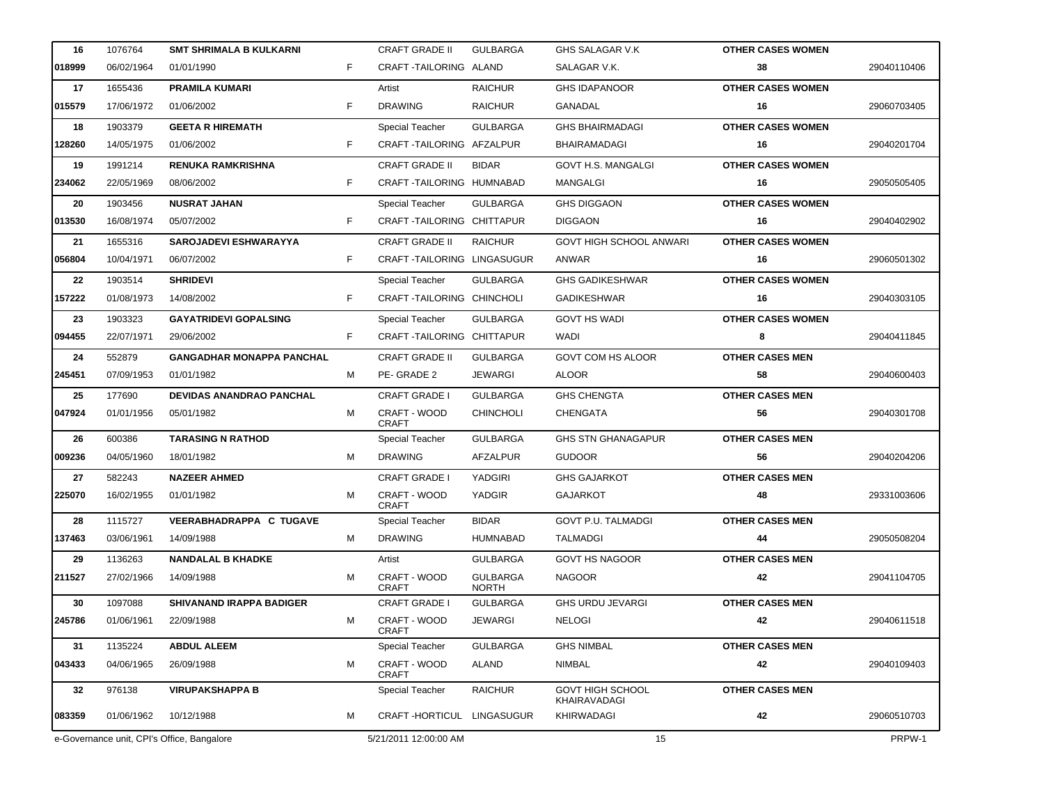| 16 | 1076764 | SMT SHRIMALA B KULKARNI | | CRAFT GRADE II | GULBARGA | GHS SALAGAR V.K | OTHER CASES WOMEN | |
|---|---|---|---|---|---|---|---|---|
| 018999 | 06/02/1964 | 01/01/1990 | F | CRAFT -TAILORING | ALAND | SALAGAR V.K. | 38 | 29040110406 |
| 17 | 1655436 | PRAMILA KUMARI | | Artist | RAICHUR | GHS IDAPANOOR | OTHER CASES WOMEN | |
| 015579 | 17/06/1972 | 01/06/2002 | F | DRAWING | RAICHUR | GANADAL | 16 | 29060703405 |
| 18 | 1903379 | GEETA R HIREMATH | | Special Teacher | GULBARGA | GHS BHAIRMADAGI | OTHER CASES WOMEN | |
| 128260 | 14/05/1975 | 01/06/2002 | F | CRAFT -TAILORING | AFZALPUR | BHAIRAMADAGI | 16 | 29040201704 |
| 19 | 1991214 | RENUKA RAMKRISHNA | | CRAFT GRADE II | BIDAR | GOVT H.S. MANGALGI | OTHER CASES WOMEN | |
| 234062 | 22/05/1969 | 08/06/2002 | F | CRAFT -TAILORING | HUMNABAD | MANGALGI | 16 | 29050505405 |
| 20 | 1903456 | NUSRAT JAHAN | | Special Teacher | GULBARGA | GHS DIGGAON | OTHER CASES WOMEN | |
| 013530 | 16/08/1974 | 05/07/2002 | F | CRAFT -TAILORING | CHITTAPUR | DIGGAON | 16 | 29040402902 |
| 21 | 1655316 | SAROJADEVI ESHWARAYYA | | CRAFT GRADE II | RAICHUR | GOVT HIGH SCHOOL ANWARI | OTHER CASES WOMEN | |
| 056804 | 10/04/1971 | 06/07/2002 | F | CRAFT -TAILORING | LINGASUGUR | ANWAR | 16 | 29060501302 |
| 22 | 1903514 | SHRIDEVI | | Special Teacher | GULBARGA | GHS GADIKESHWAR | OTHER CASES WOMEN | |
| 157222 | 01/08/1973 | 14/08/2002 | F | CRAFT -TAILORING | CHINCHOLI | GADIKESHWAR | 16 | 29040303105 |
| 23 | 1903323 | GAYATRIDEVI GOPALSING | | Special Teacher | GULBARGA | GOVT HS WADI | OTHER CASES WOMEN | |
| 094455 | 22/07/1971 | 29/06/2002 | F | CRAFT -TAILORING | CHITTAPUR | WADI | 8 | 29040411845 |
| 24 | 552879 | GANGADHAR MONAPPA PANCHAL | | CRAFT GRADE II | GULBARGA | GOVT COM HS ALOOR | OTHER CASES MEN | |
| 245451 | 07/09/1953 | 01/01/1982 | M | PE- GRADE 2 | JEWARGI | ALOOR | 58 | 29040600403 |
| 25 | 177690 | DEVIDAS ANANDRAO PANCHAL | | CRAFT GRADE I | GULBARGA | GHS CHENGTA | OTHER CASES MEN | |
| 047924 | 01/01/1956 | 05/01/1982 | M | CRAFT - WOOD CRAFT | CHINCHOLI | CHENGATA | 56 | 29040301708 |
| 26 | 600386 | TARASING N RATHOD | | Special Teacher | GULBARGA | GHS STN GHANAGAPUR | OTHER CASES MEN | |
| 009236 | 04/05/1960 | 18/01/1982 | M | DRAWING | AFZALPUR | GUDOOR | 56 | 29040204206 |
| 27 | 582243 | NAZEER AHMED | | CRAFT GRADE I | YADGIRI | GHS GAJARKOT | OTHER CASES MEN | |
| 225070 | 16/02/1955 | 01/01/1982 | M | CRAFT - WOOD CRAFT | YADGIR | GAJARKOT | 48 | 29331003606 |
| 28 | 1115727 | VEERABHADRAPPA C TUGAVE | | Special Teacher | BIDAR | GOVT P.U. TALMADGI | OTHER CASES MEN | |
| 137463 | 03/06/1961 | 14/09/1988 | M | DRAWING | HUMNABAD | TALMADGI | 44 | 29050508204 |
| 29 | 1136263 | NANDALAL B KHADKE | | Artist | GULBARGA | GOVT HS NAGOOR | OTHER CASES MEN | |
| 211527 | 27/02/1966 | 14/09/1988 | M | CRAFT - WOOD CRAFT | GULBARGA NORTH | NAGOOR | 42 | 29041104705 |
| 30 | 1097088 | SHIVANAND IRAPPA BADIGER | | CRAFT GRADE I | GULBARGA | GHS URDU JEVARGI | OTHER CASES MEN | |
| 245786 | 01/06/1961 | 22/09/1988 | M | CRAFT - WOOD CRAFT | JEWARGI | NELOGI | 42 | 29040611518 |
| 31 | 1135224 | ABDUL ALEEM | | Special Teacher | GULBARGA | GHS NIMBAL | OTHER CASES MEN | |
| 043433 | 04/06/1965 | 26/09/1988 | M | CRAFT - WOOD CRAFT | ALAND | NIMBAL | 42 | 29040109403 |
| 32 | 976138 | VIRUPAKSHAPPA B | | Special Teacher | RAICHUR | GOVT HIGH SCHOOL KHAIRAVADAGI | OTHER CASES MEN | |
| 083359 | 01/06/1962 | 10/12/1988 | M | CRAFT -HORTICUL | LINGASUGUR | KHIRWADAGI | 42 | 29060510703 |

e-Governance unit, CPI's Office, Bangalore 5/21/2011 12:00:00 AM PRPW-1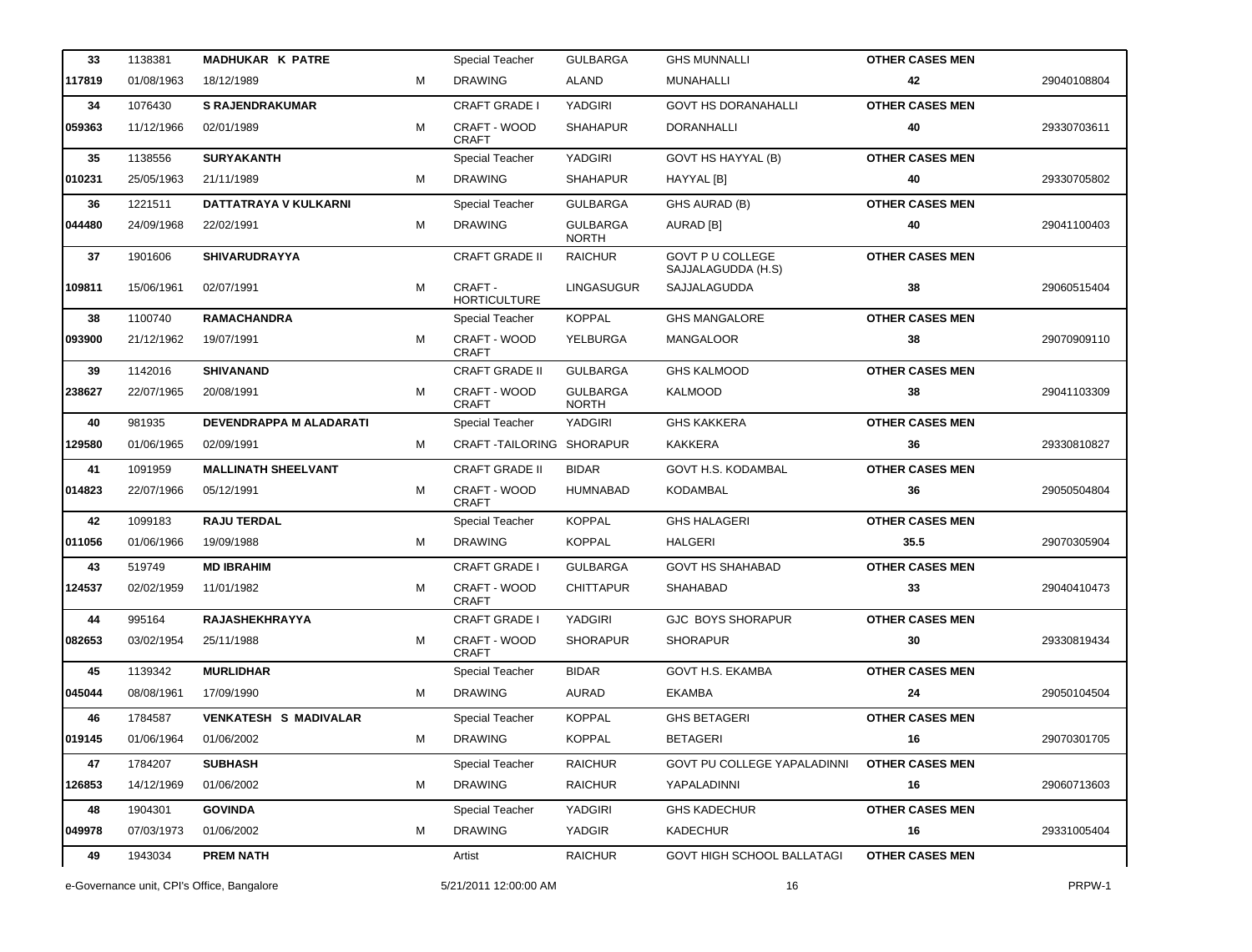| | | | | | | | | |
|---|---|---|---|---|---|---|---|---|
| 33 | 1138381 | MADHUKAR K PATRE | | Special Teacher | GULBARGA | GHS MUNNALLI | OTHER CASES MEN | |
| 117819 | 01/08/1963 | 18/12/1989 | M | DRAWING | ALAND | MUNAHALLI | 42 | 29040108804 |
| 34 | 1076430 | S RAJENDRAKUMAR | | CRAFT GRADE I | YADGIRI | GOVT HS DORANAHALLI | OTHER CASES MEN | |
| 059363 | 11/12/1966 | 02/01/1989 | M | CRAFT - WOOD CRAFT | SHAHAPUR | DORANHALLI | 40 | 29330703611 |
| 35 | 1138556 | SURYAKANTH | | Special Teacher | YADGIRI | GOVT HS HAYYAL (B) | OTHER CASES MEN | |
| 010231 | 25/05/1963 | 21/11/1989 | M | DRAWING | SHAHAPUR | HAYYAL [B] | 40 | 29330705802 |
| 36 | 1221511 | DATTATRAYA V KULKARNI | | Special Teacher | GULBARGA | GHS AURAD (B) | OTHER CASES MEN | |
| 044480 | 24/09/1968 | 22/02/1991 | M | DRAWING | GULBARGA NORTH | AURAD [B] | 40 | 29041100403 |
| 37 | 1901606 | SHIVARUDRAYYA | | CRAFT GRADE II | RAICHUR | GOVT P U COLLEGE SAJJALAGUDDA (H.S) | OTHER CASES MEN | |
| 109811 | 15/06/1961 | 02/07/1991 | M | CRAFT - HORTICULTURE | LINGASUGUR | SAJJALAGUDDA | 38 | 29060515404 |
| 38 | 1100740 | RAMACHANDRA | | Special Teacher | KOPPAL | GHS MANGALORE | OTHER CASES MEN | |
| 093900 | 21/12/1962 | 19/07/1991 | M | CRAFT - WOOD CRAFT | YELBURGA | MANGALOOR | 38 | 29070909110 |
| 39 | 1142016 | SHIVANAND | | CRAFT GRADE II | GULBARGA | GHS KALMOOD | OTHER CASES MEN | |
| 238627 | 22/07/1965 | 20/08/1991 | M | CRAFT - WOOD CRAFT | GULBARGA NORTH | KALMOOD | 38 | 29041103309 |
| 40 | 981935 | DEVENDRAPPA M ALADARATI | | Special Teacher | YADGIRI | GHS KAKKERA | OTHER CASES MEN | |
| 129580 | 01/06/1965 | 02/09/1991 | M | CRAFT -TAILORING | SHORAPUR | KAKKERA | 36 | 29330810827 |
| 41 | 1091959 | MALLINATH SHEELVANT | | CRAFT GRADE II | BIDAR | GOVT H.S. KODAMBAL | OTHER CASES MEN | |
| 014823 | 22/07/1966 | 05/12/1991 | M | CRAFT - WOOD CRAFT | HUMNABAD | KODAMBAL | 36 | 29050504804 |
| 42 | 1099183 | RAJU TERDAL | | Special Teacher | KOPPAL | GHS HALAGERI | OTHER CASES MEN | |
| 011056 | 01/06/1966 | 19/09/1988 | M | DRAWING | KOPPAL | HALGERI | 35.5 | 29070305904 |
| 43 | 519749 | MD IBRAHIM | | CRAFT GRADE I | GULBARGA | GOVT HS SHAHABAD | OTHER CASES MEN | |
| 124537 | 02/02/1959 | 11/01/1982 | M | CRAFT - WOOD CRAFT | CHITTAPUR | SHAHABAD | 33 | 29040410473 |
| 44 | 995164 | RAJASHEKHRAYYA | | CRAFT GRADE I | YADGIRI | GJC BOYS SHORAPUR | OTHER CASES MEN | |
| 082653 | 03/02/1954 | 25/11/1988 | M | CRAFT - WOOD CRAFT | SHORAPUR | SHORAPUR | 30 | 29330819434 |
| 45 | 1139342 | MURLIDHAR | | Special Teacher | BIDAR | GOVT H.S. EKAMBA | OTHER CASES MEN | |
| 045044 | 08/08/1961 | 17/09/1990 | M | DRAWING | AURAD | EKAMBA | 24 | 29050104504 |
| 46 | 1784587 | VENKATESH S MADIVALAR | | Special Teacher | KOPPAL | GHS BETAGERI | OTHER CASES MEN | |
| 019145 | 01/06/1964 | 01/06/2002 | M | DRAWING | KOPPAL | BETAGERI | 16 | 29070301705 |
| 47 | 1784207 | SUBHASH | | Special Teacher | RAICHUR | GOVT PU COLLEGE YAPALADINNI | OTHER CASES MEN | |
| 126853 | 14/12/1969 | 01/06/2002 | M | DRAWING | RAICHUR | YAPALADINNI | 16 | 29060713603 |
| 48 | 1904301 | GOVINDA | | Special Teacher | YADGIRI | GHS KADECHUR | OTHER CASES MEN | |
| 049978 | 07/03/1973 | 01/06/2002 | M | DRAWING | YADGIR | KADECHUR | 16 | 29331005404 |
| 49 | 1943034 | PREM NATH | | Artist | RAICHUR | GOVT HIGH SCHOOL BALLATAGI | OTHER CASES MEN | |

e-Governance unit, CPI's Office, Bangalore 5/21/2011 12:00:00 AM PRPW-1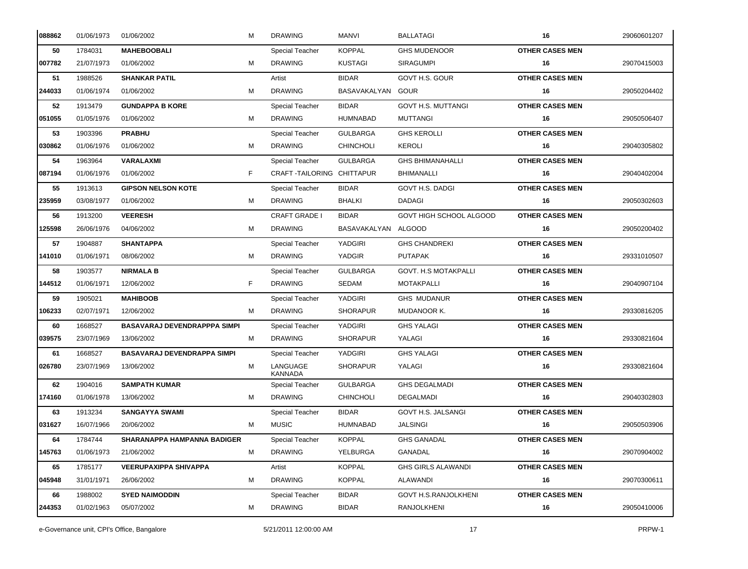| | | | | | | | | |
|---|---|---|---|---|---|---|---|---|
| 088862 | 01/06/1973 | 01/06/2002 | M | DRAWING | MANVI | BALLATAGI | 16 | 29060601207 |
| 50 | 1784031 | **MAHEBOOBALI** | | Special Teacher | KOPPAL | GHS MUDENOOR | **OTHER CASES MEN** | |
| 007782 | 21/07/1973 | 01/06/2002 | M | DRAWING | KUSTAGI | SIRAGUMPI | 16 | 29070415003 |
| 51 | 1988526 | **SHANKAR PATIL** | | Artist | BIDAR | GOVT H.S. GOUR | **OTHER CASES MEN** | |
| 244033 | 01/06/1974 | 01/06/2002 | M | DRAWING | BASAVAKALYAN | GOUR | 16 | 29050204402 |
| 52 | 1913479 | **GUNDAPPA B KORE** | | Special Teacher | BIDAR | GOVT H.S. MUTTANGI | **OTHER CASES MEN** | |
| 051055 | 01/05/1976 | 01/06/2002 | M | DRAWING | HUMNABAD | MUTTANGI | 16 | 29050506407 |
| 53 | 1903396 | **PRABHU** | | Special Teacher | GULBARGA | GHS KEROLLI | **OTHER CASES MEN** | |
| 030862 | 01/06/1976 | 01/06/2002 | M | DRAWING | CHINCHOLI | KEROLI | 16 | 29040305802 |
| 54 | 1963964 | **VARALAXMI** | | Special Teacher | GULBARGA | GHS BHIMANAHALLI | **OTHER CASES MEN** | |
| 087194 | 01/06/1976 | 01/06/2002 | F | CRAFT -TAILORING | CHITTAPUR | BHIMANALLI | 16 | 29040402004 |
| 55 | 1913613 | **GIPSON NELSON KOTE** | | Special Teacher | BIDAR | GOVT H.S. DADGI | **OTHER CASES MEN** | |
| 235959 | 03/08/1977 | 01/06/2002 | M | DRAWING | BHALKI | DADAGI | 16 | 29050302603 |
| 56 | 1913200 | **VEERESH** | | CRAFT GRADE I | BIDAR | GOVT HIGH SCHOOL ALGOOD | **OTHER CASES MEN** | |
| 125598 | 26/06/1976 | 04/06/2002 | M | DRAWING | BASAVAKALYAN | ALGOOD | 16 | 29050200402 |
| 57 | 1904887 | **SHANTAPPA** | | Special Teacher | YADGIRI | GHS CHANDREKI | **OTHER CASES MEN** | |
| 141010 | 01/06/1971 | 08/06/2002 | M | DRAWING | YADGIR | PUTAPAK | 16 | 29331010507 |
| 58 | 1903577 | **NIRMALA B** | | Special Teacher | GULBARGA | GOVT. H.S MOTAKPALLI | **OTHER CASES MEN** | |
| 144512 | 01/06/1971 | 12/06/2002 | F | DRAWING | SEDAM | MOTAKPALLI | 16 | 29040907104 |
| 59 | 1905021 | **MAHIBOOB** | | Special Teacher | YADGIRI | GHS MUDANUR | **OTHER CASES MEN** | |
| 106233 | 02/07/1971 | 12/06/2002 | M | DRAWING | SHORAPUR | MUDANOOR K. | 16 | 29330816205 |
| 60 | 1668527 | **BASAVARAJ DEVENDRAPPPA SIMPI** | | Special Teacher | YADGIRI | GHS YALAGI | **OTHER CASES MEN** | |
| 039575 | 23/07/1969 | 13/06/2002 | M | DRAWING | SHORAPUR | YALAGI | 16 | 29330821604 |
| 61 | 1668527 | **BASAVARAJ DEVENDRAPPA SIMPI** | | Special Teacher | YADGIRI | GHS YALAGI | **OTHER CASES MEN** | |
| 026780 | 23/07/1969 | 13/06/2002 | M | LANGUAGE KANNADA | SHORAPUR | YALAGI | 16 | 29330821604 |
| 62 | 1904016 | **SAMPATH KUMAR** | | Special Teacher | GULBARGA | GHS DEGALMADI | **OTHER CASES MEN** | |
| 174160 | 01/06/1978 | 13/06/2002 | M | DRAWING | CHINCHOLI | DEGALMADI | 16 | 29040302803 |
| 63 | 1913234 | **SANGAYYA SWAMI** | | Special Teacher | BIDAR | GOVT H.S. JALSANGI | **OTHER CASES MEN** | |
| 031627 | 16/07/1966 | 20/06/2002 | M | MUSIC | HUMNABAD | JALSINGI | 16 | 29050503906 |
| 64 | 1784744 | **SHARANAPPA HAMPANNA BADIGER** | | Special Teacher | KOPPAL | GHS GANADAL | **OTHER CASES MEN** | |
| 145763 | 01/06/1973 | 21/06/2002 | M | DRAWING | YELBURGA | GANADAL | 16 | 29070904002 |
| 65 | 1785177 | **VEERUPAXIPPA SHIVAPPA** | | Artist | KOPPAL | GHS GIRLS ALAWANDI | **OTHER CASES MEN** | |
| 045948 | 31/01/1971 | 26/06/2002 | M | DRAWING | KOPPAL | ALAWANDI | 16 | 29070300611 |
| 66 | 1988002 | **SYED NAIMODDIN** | | Special Teacher | BIDAR | GOVT H.S.RANJOLKHENI | **OTHER CASES MEN** | |
| 244353 | 01/02/1963 | 05/07/2002 | M | DRAWING | BIDAR | RANJOLKHENI | 16 | 29050410006 |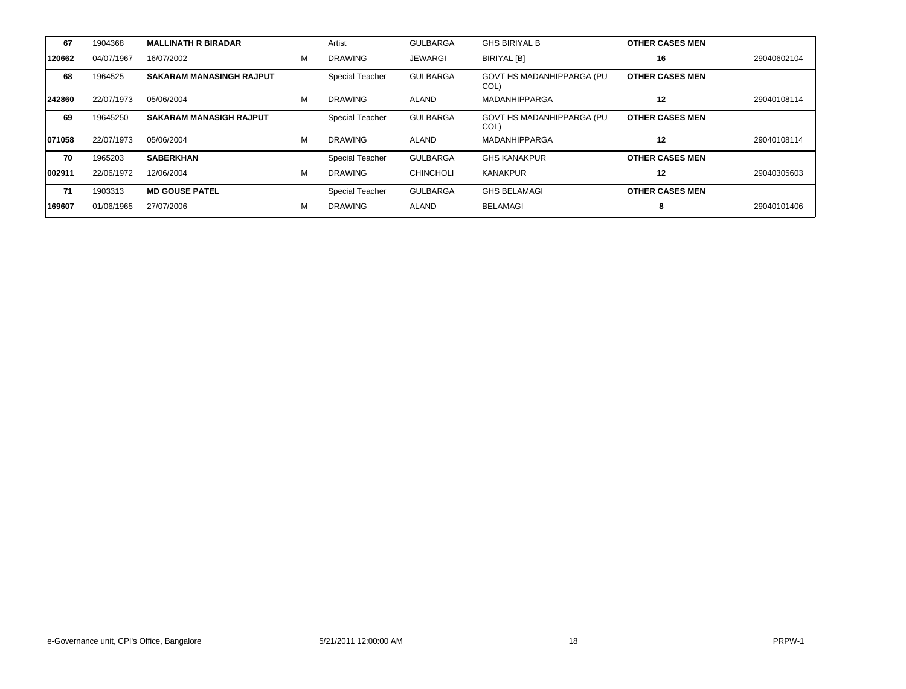| | | | | | | | | |
|---|---|---|---|---|---|---|---|---|
| **67** | 1904368 | **MALLINATH R BIRADAR** | | Artist | GULBARGA | GHS BIRIYAL B | **OTHER CASES MEN** | |
| **120662** | 04/07/1967 | 16/07/2002 | M | DRAWING | JEWARGI | BIRIYAL [B] | **16** | 29040602104 |
| **68** | 1964525 | **SAKARAM MANASINGH RAJPUT** | | Special Teacher | GULBARGA | GOVT HS MADANHIPPARGA (PU COL) | **OTHER CASES MEN** | |
| **242860** | 22/07/1973 | 05/06/2004 | M | DRAWING | ALAND | MADANHIPPARGA | **12** | 29040108114 |
| **69** | 19645250 | **SAKARAM MANASIGH RAJPUT** | | Special Teacher | GULBARGA | GOVT HS MADANHIPPARGA (PU COL) | **OTHER CASES MEN** | |
| **071058** | 22/07/1973 | 05/06/2004 | M | DRAWING | ALAND | MADANHIPPARGA | **12** | 29040108114 |
| **70** | 1965203 | **SABERKHAN** | | Special Teacher | GULBARGA | GHS KANAKPUR | **OTHER CASES MEN** | |
| **002911** | 22/06/1972 | 12/06/2004 | M | DRAWING | CHINCHOLI | KANAKPUR | **12** | 29040305603 |
| **71** | 1903313 | **MD GOUSE PATEL** | | Special Teacher | GULBARGA | GHS BELAMAGI | **OTHER CASES MEN** | |
| **169607** | 01/06/1965 | 27/07/2006 | M | DRAWING | ALAND | BELAMAGI | **8** | 29040101406 |

e-Governance unit, CPI's Office, Bangalore 5/21/2011 12:00:00 AM PRPW-1